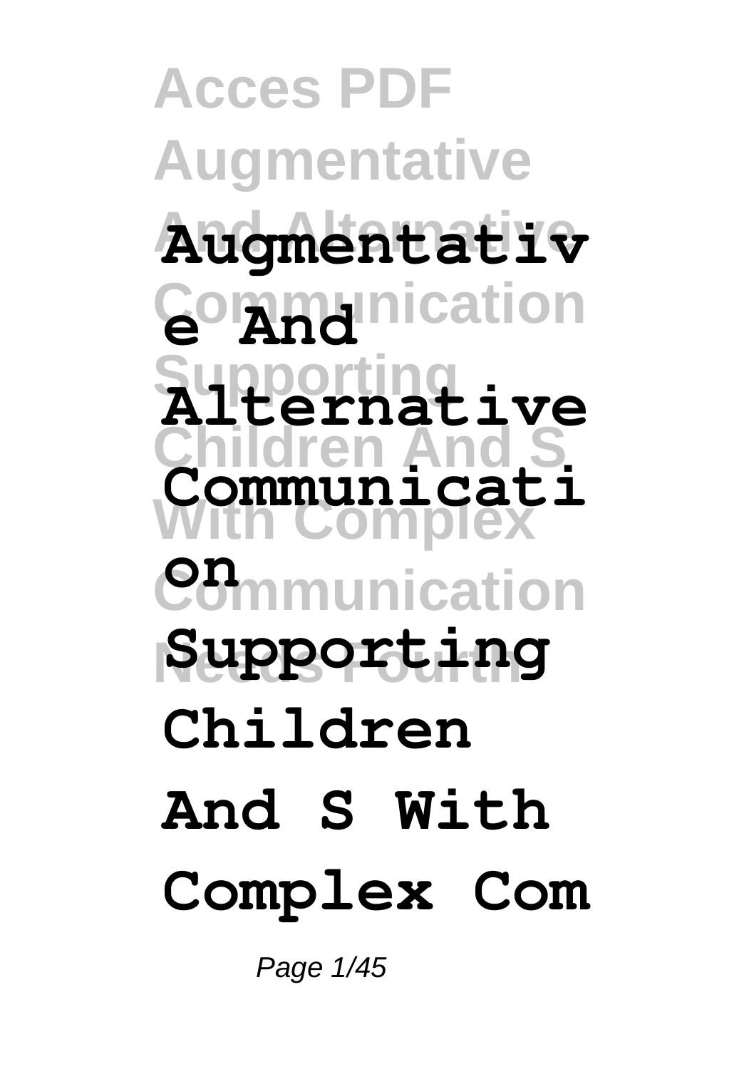# Augmentative And Alternative Communication Supporting Children And S With Complex Com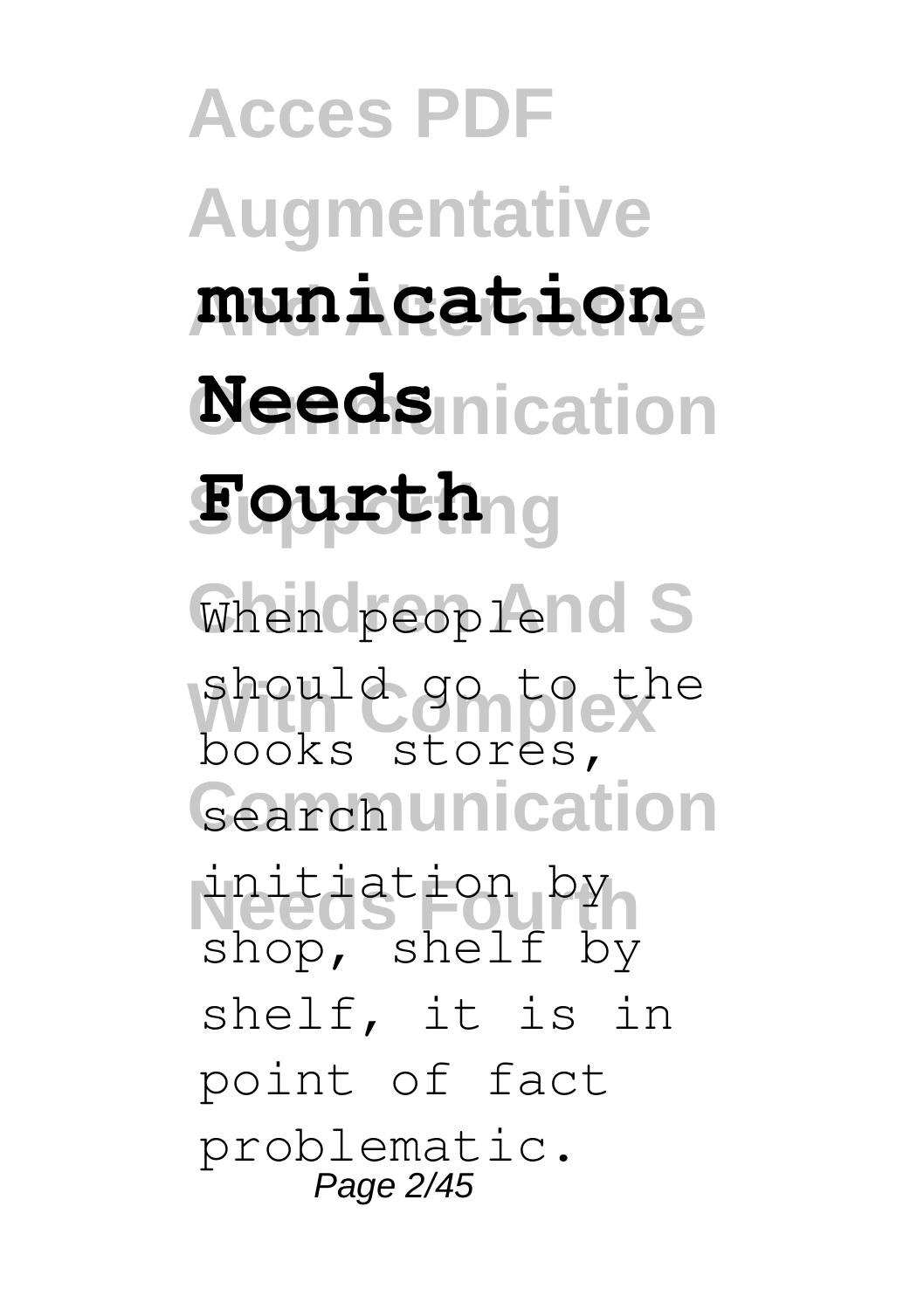**munication Needs Fourth**

When people should go to the books stores, search initiation by shop, shelf by shelf, it is in point of fact problematic.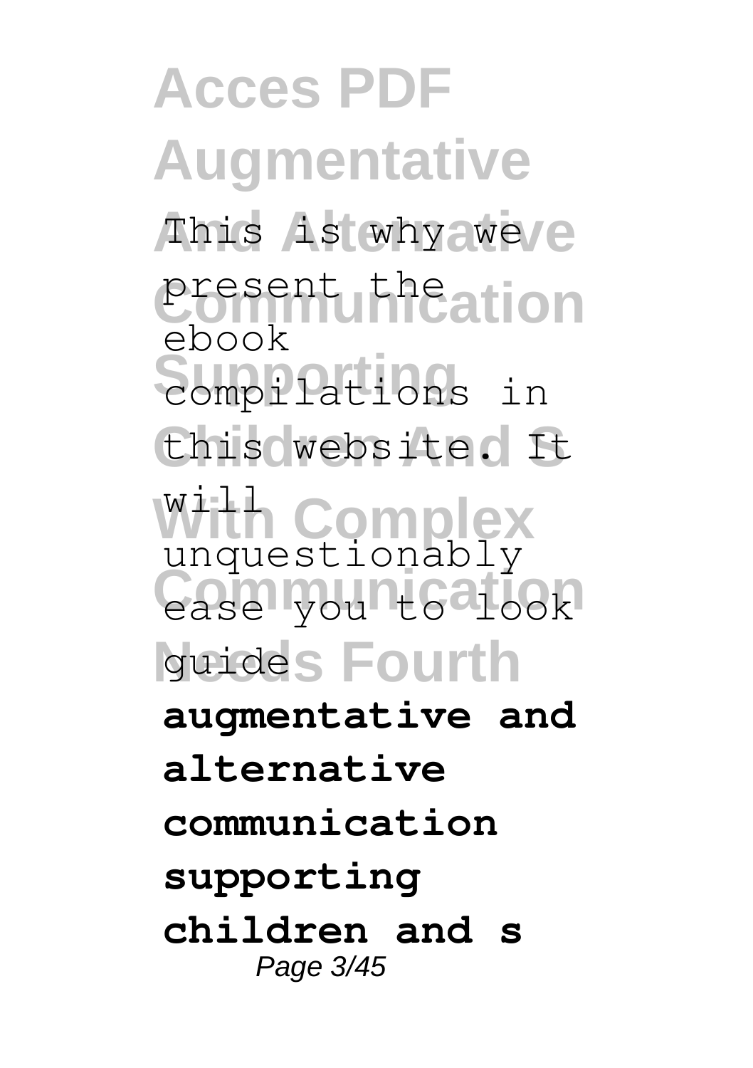This is why we present the ebook compilations in this website. It will unquestionably ease you to look guide **augmentative and alternative communication supporting children and s**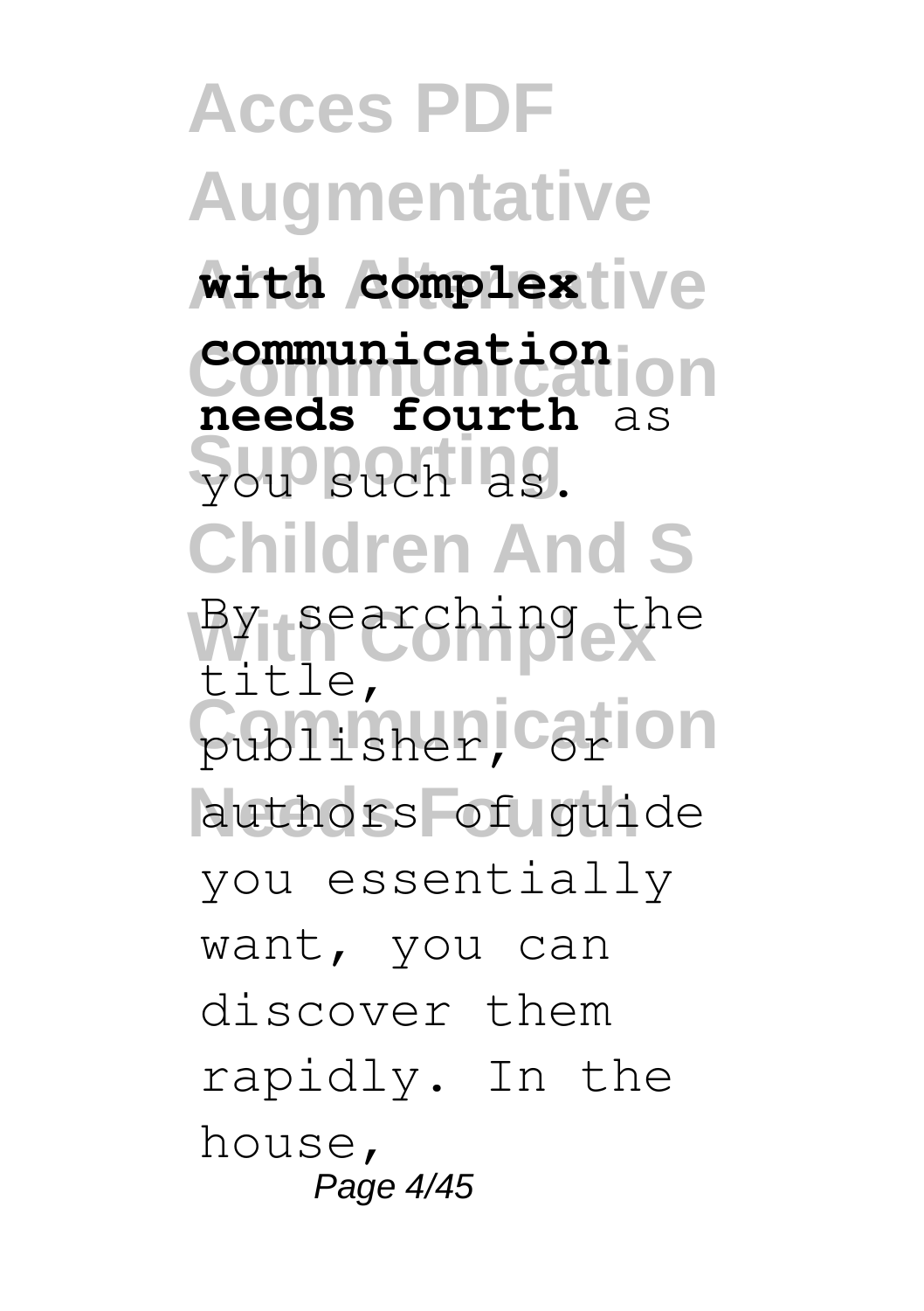**with complex communication needs fourth** as you such as.

By searching the title, publisher, or authors of guide you essentially want, you can discover them rapidly. In the house,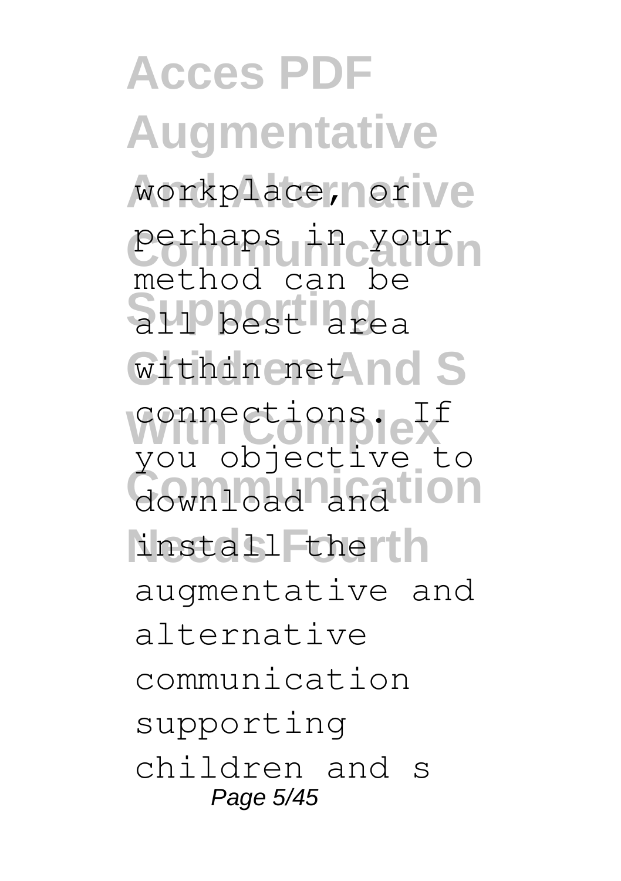workplace, or perhaps in your method can be all best area within net connections. If you objective to download and install the augmentative and alternative communication supporting children and s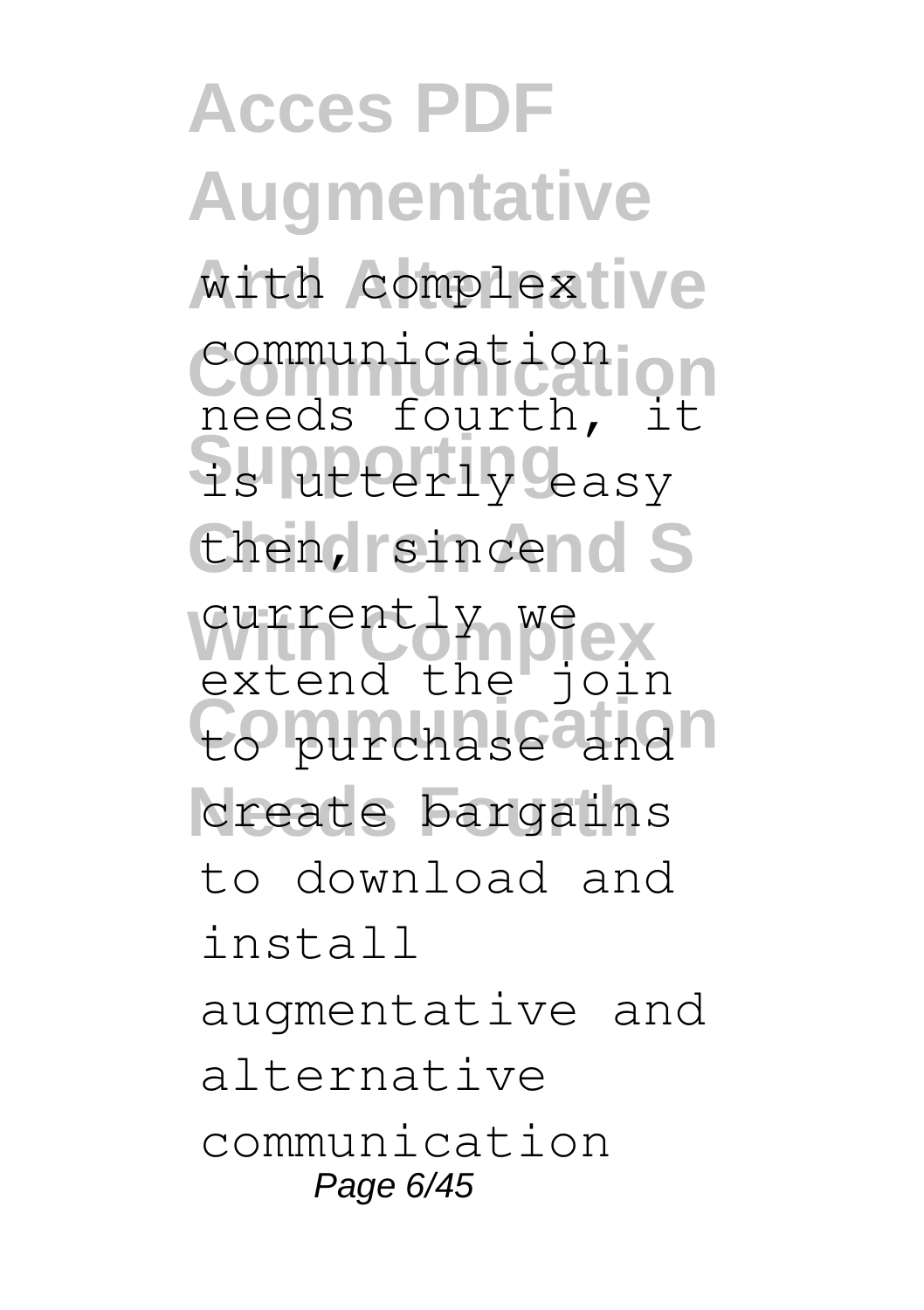with complex communication needs fourth, it is utterly easy then, since currently we extend the join to purchase and create bargains to download and install augmentative and alternative communication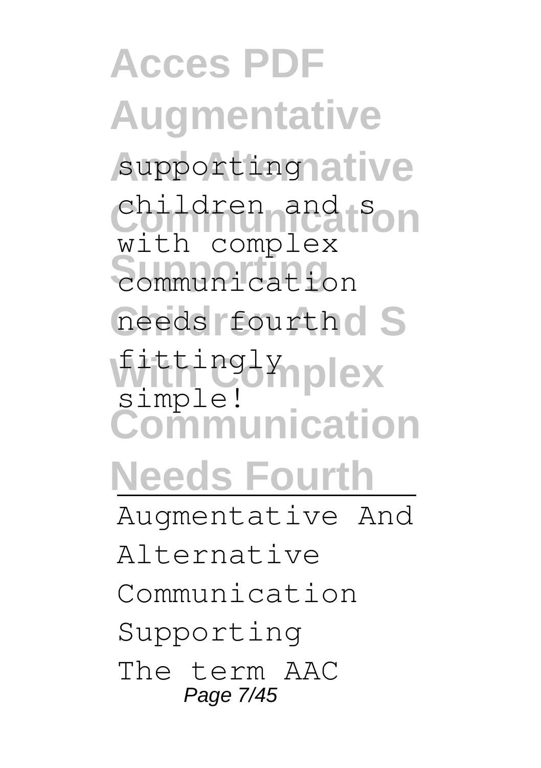supporting children and s with complex communication needs fourth fittingly simple!

Augmentative And Alternative Communication Supporting

The term AAC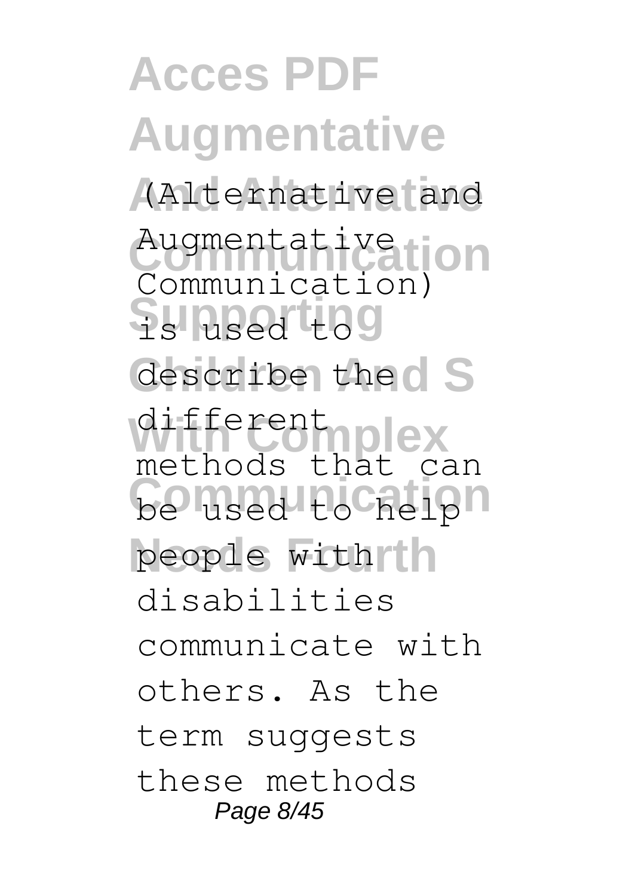(Alternative and Augmentative Communication) is used to describe the different methods that can be used to help people with disabilities communicate with others. As the term suggests these methods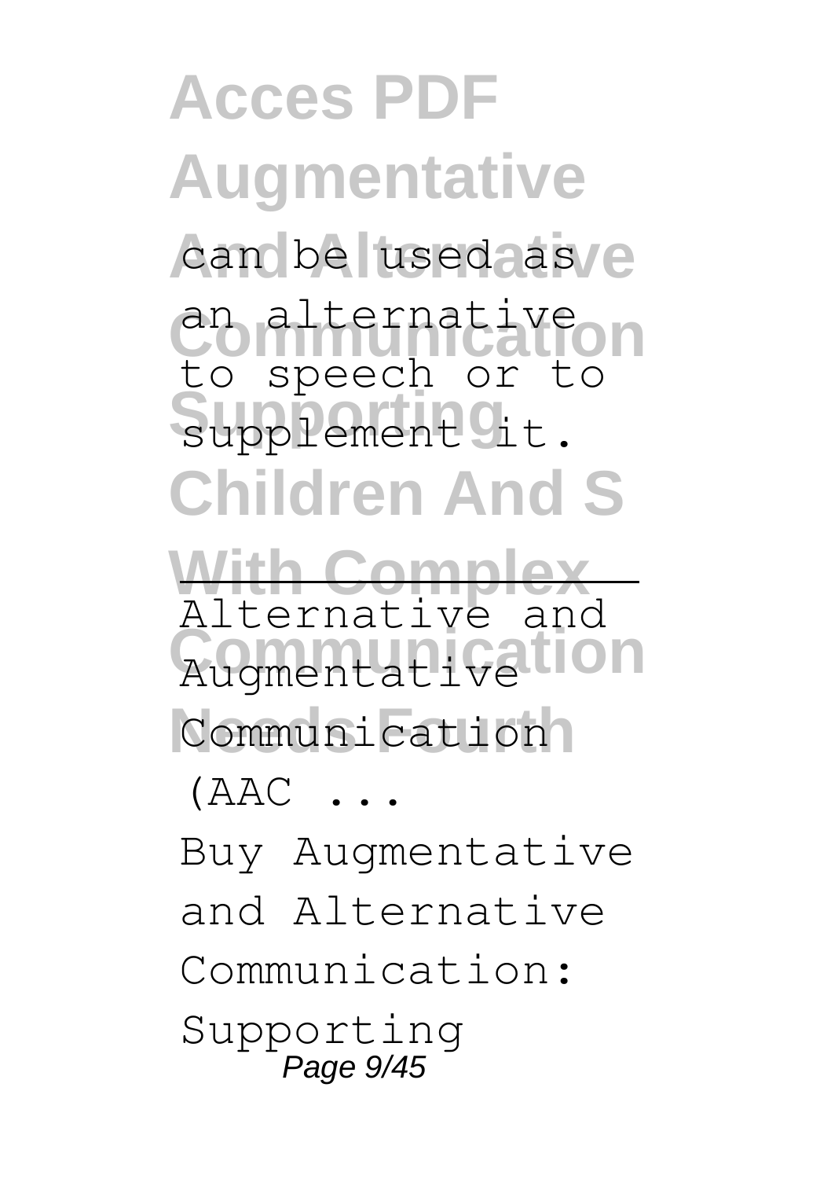can be used as an alternative to speech or to supplement it.

---

Alternative and Augmentative Communication (AAC ...

Buy Augmentative and Alternative Communication: Supporting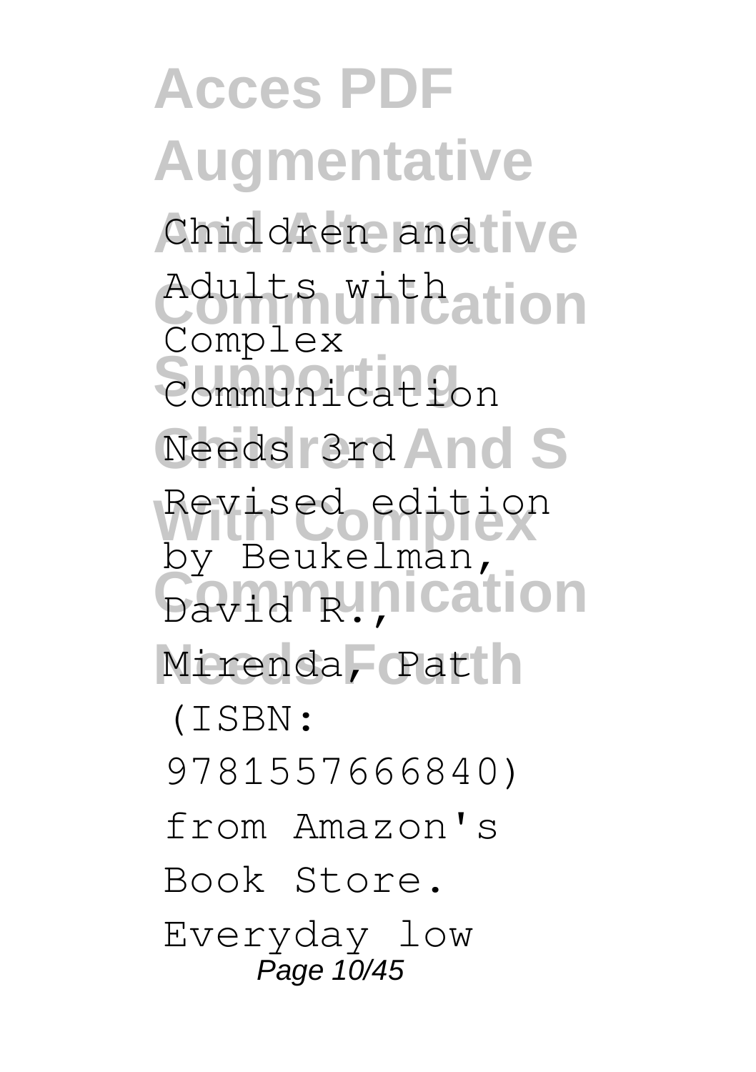Children and Adults with Complex Communication Needs 3rd Revised edition by Beukelman, David R., Mirenda, Pat (ISBN: 9781557666840) from Amazon's Book Store. Everyday low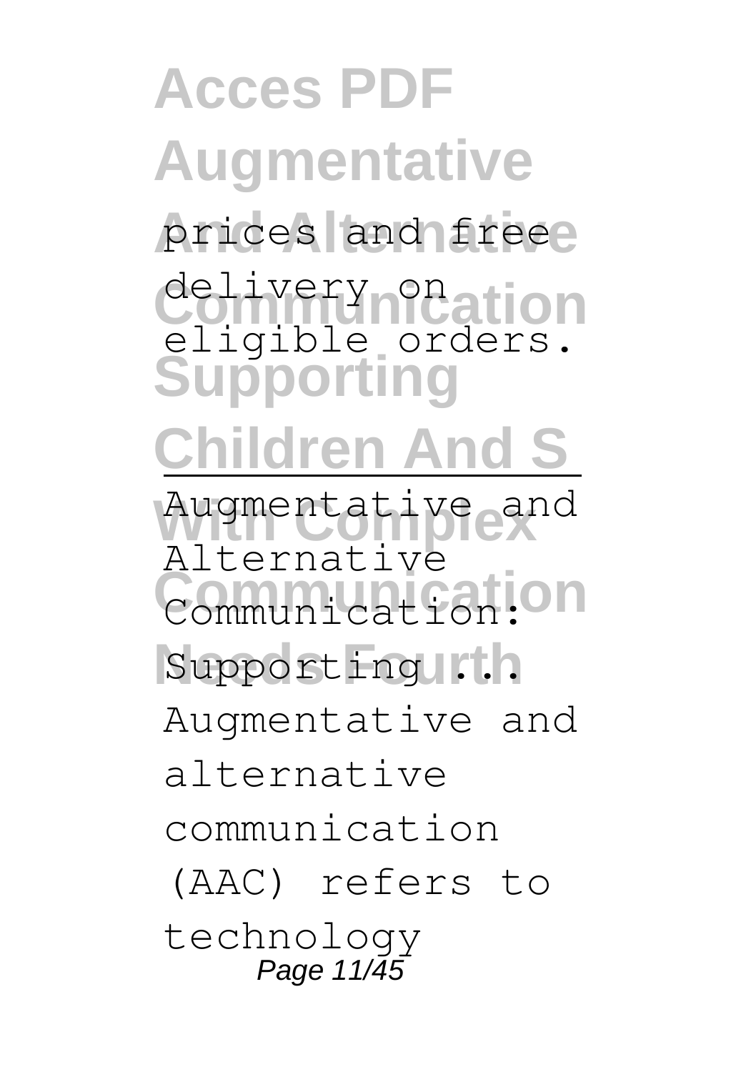prices and free delivery on eligible orders.

Augmentative and Alternative Communication: Supporting ...

Augmentative and alternative communication (AAC) refers to technology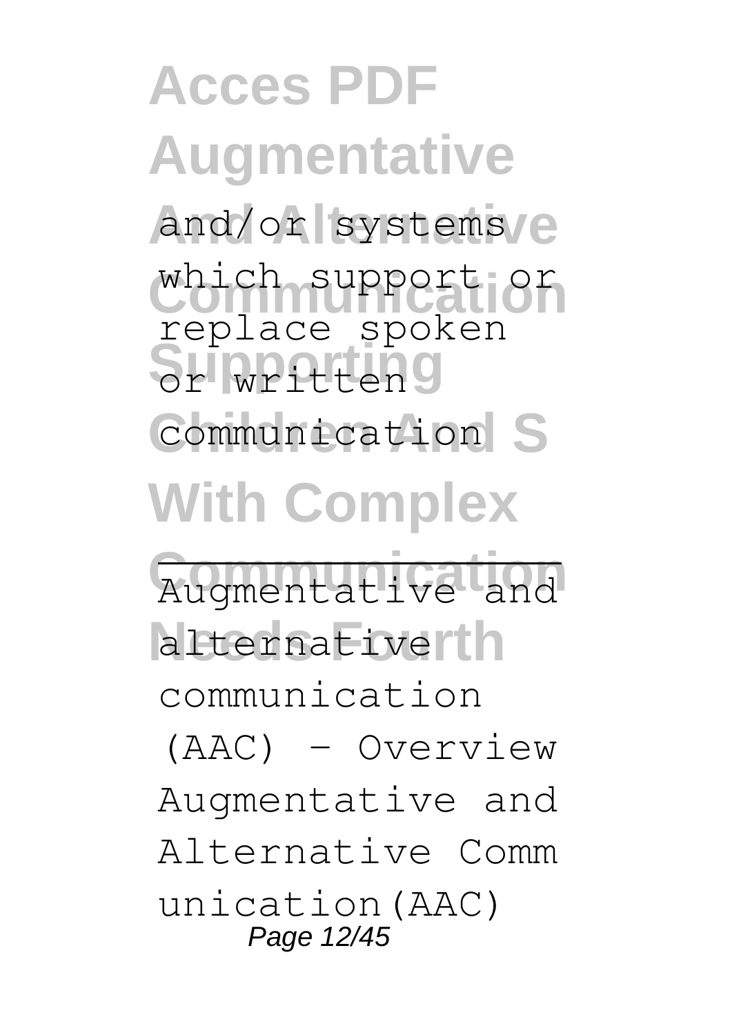and/or systems which support or replace spoken or written communication

Augmentative and alternative communication (AAC) - Overview

Augmentative and Alternative Communication(AAC)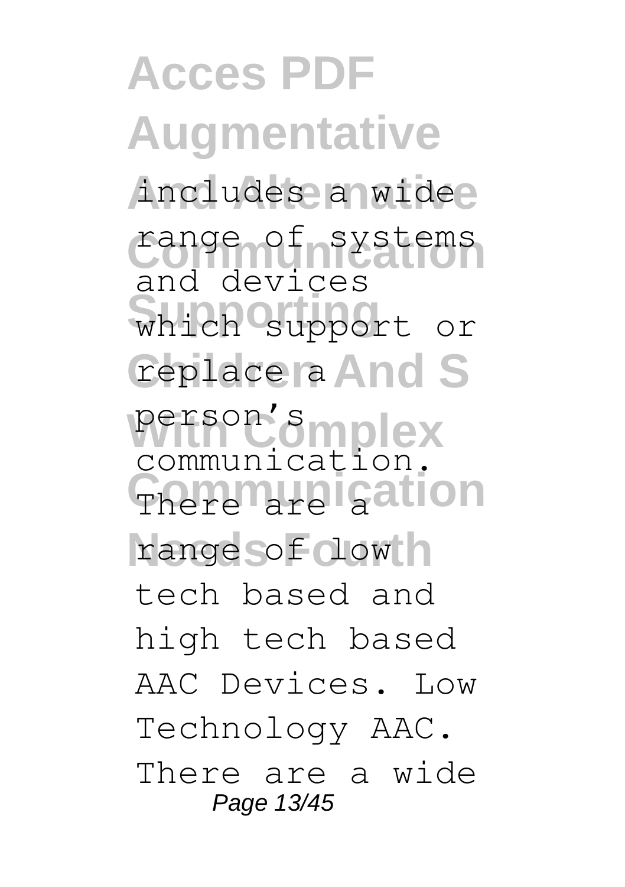includes a wide range of systems and devices which support or replace a person's communication. There are a range of low tech based and high tech based AAC Devices. Low Technology AAC. There are a wide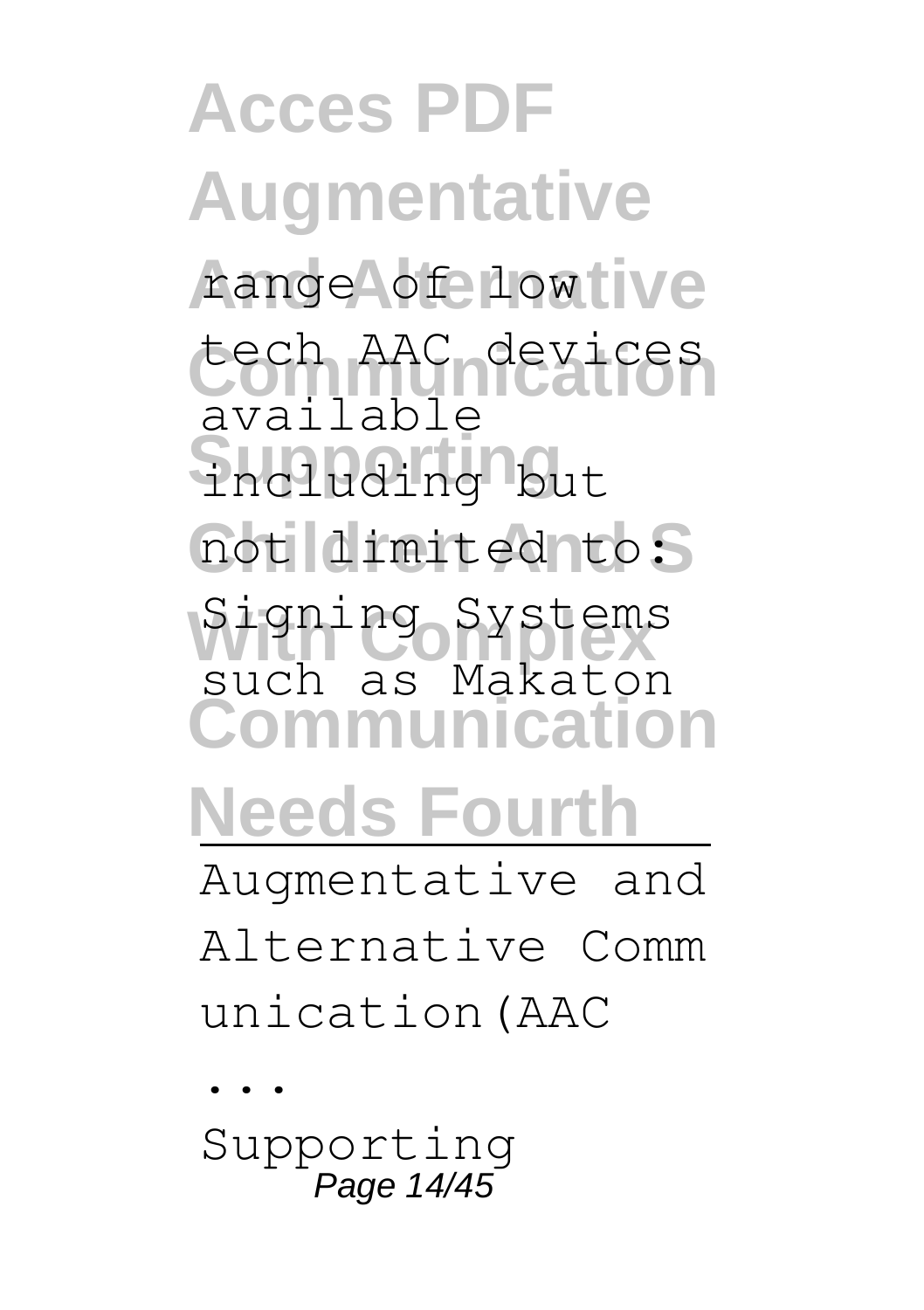range of low tech AAC devices available including but not limited to: Signing Systems such as Makaton

---

Augmentative and Alternative Communication(AAC ...

Supporting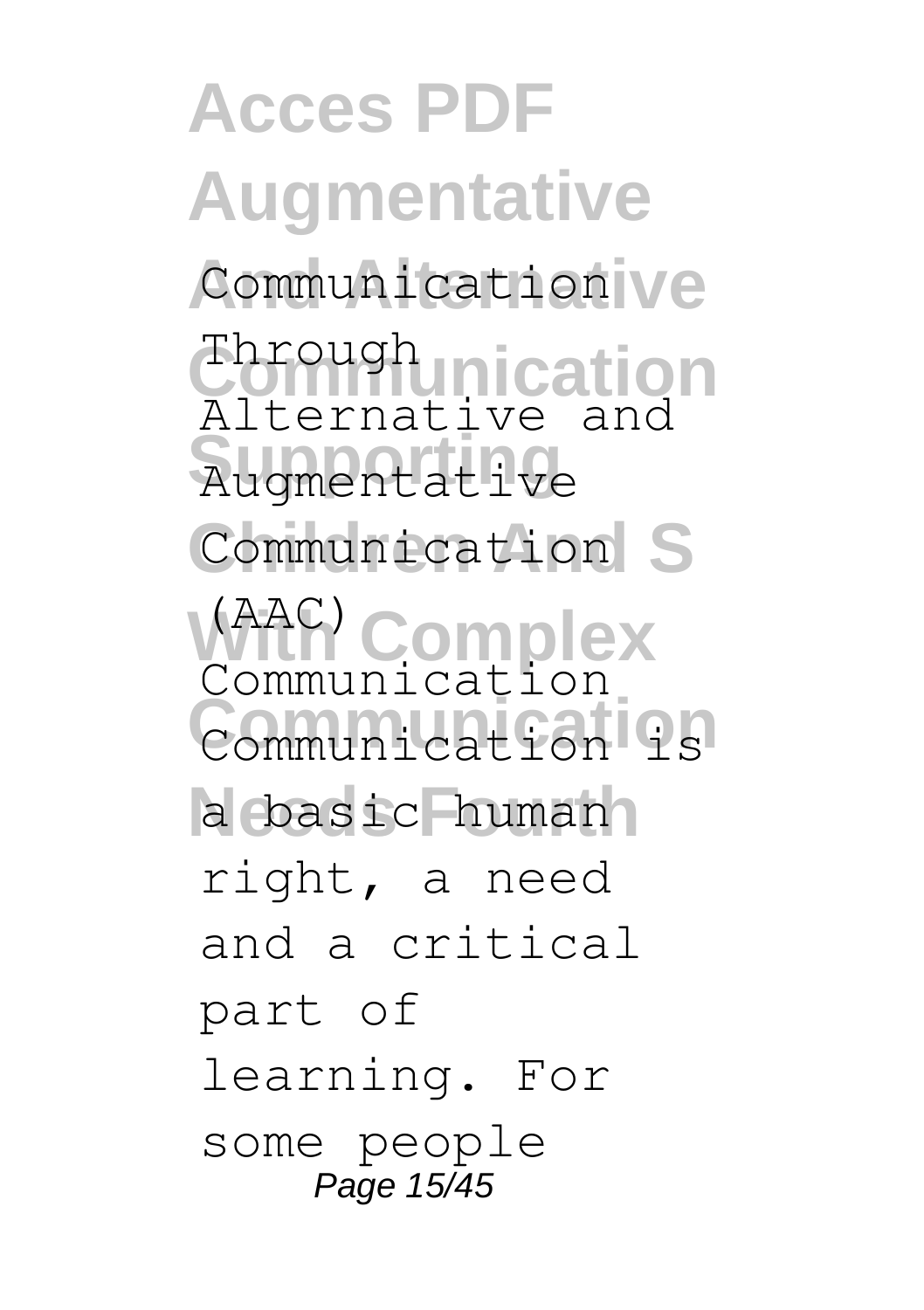Communication Through Alternative and Augmentative Communication (AAC) Communication Communication is a basic human right, a need and a critical part of learning. For some people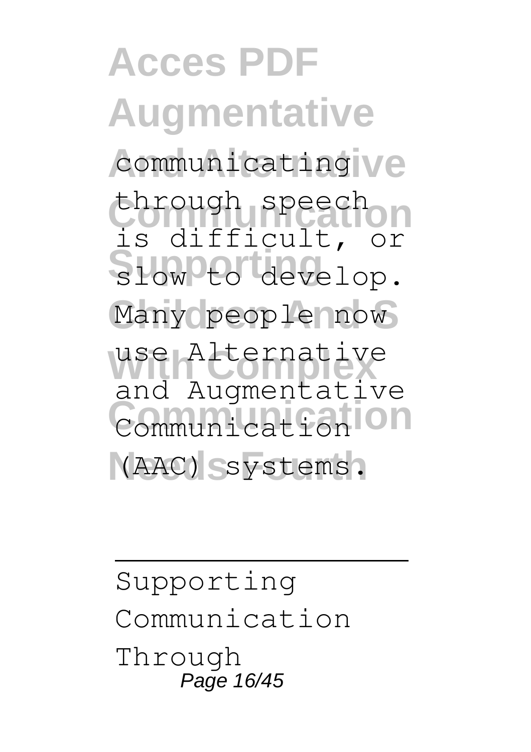communicating through speech is difficult, or slow to develop. Many people now use Alternative and Augmentative Communication (AAC) systems.

---

Supporting Communication Through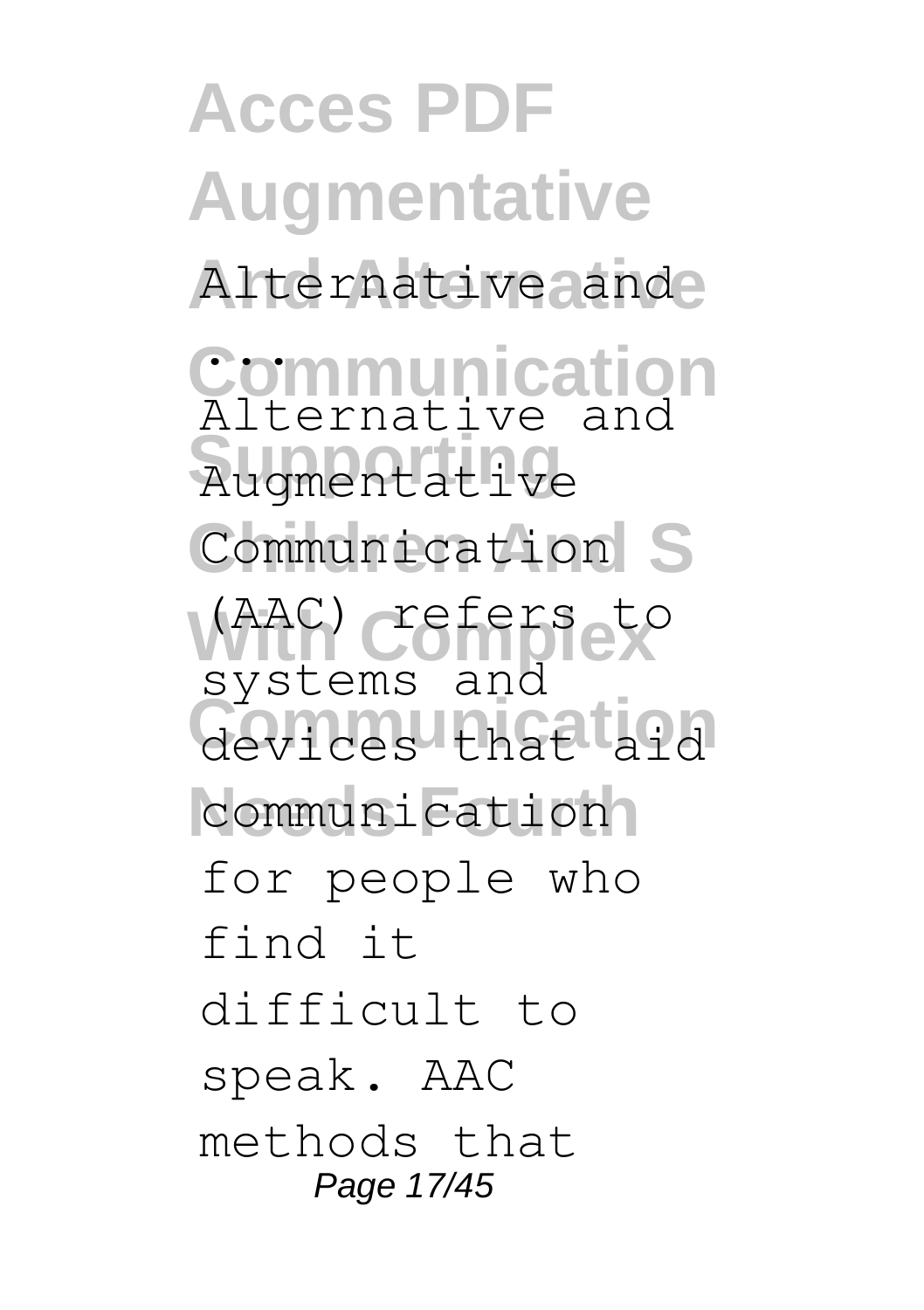Alternative and ...

Alternative and Augmentative Communication (AAC) refers to systems and devices that aid communication for people who find it difficult to speak. AAC methods that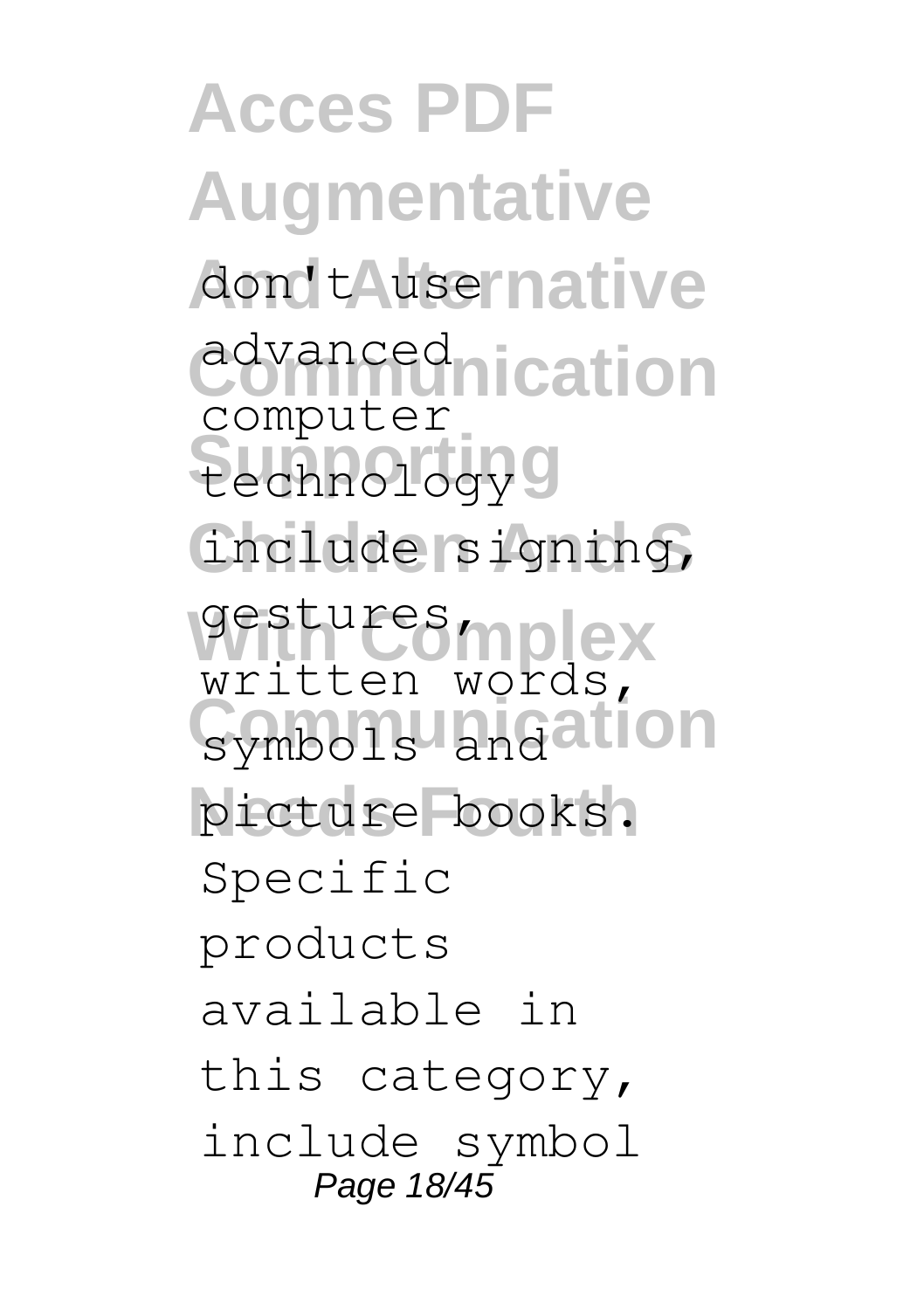don't use advanced computer technology include signing, gestures, written words, symbols and picture books. Specific products available in this category, include symbol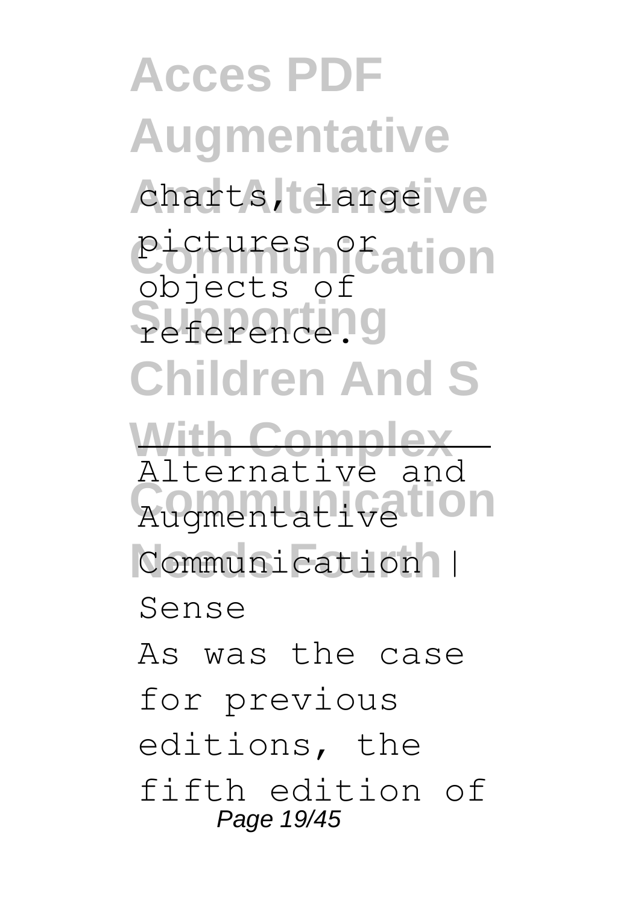charts, large pictures or objects of reference.

Alternative and Augmentative Communication | Sense

As was the case for previous editions, the fifth edition of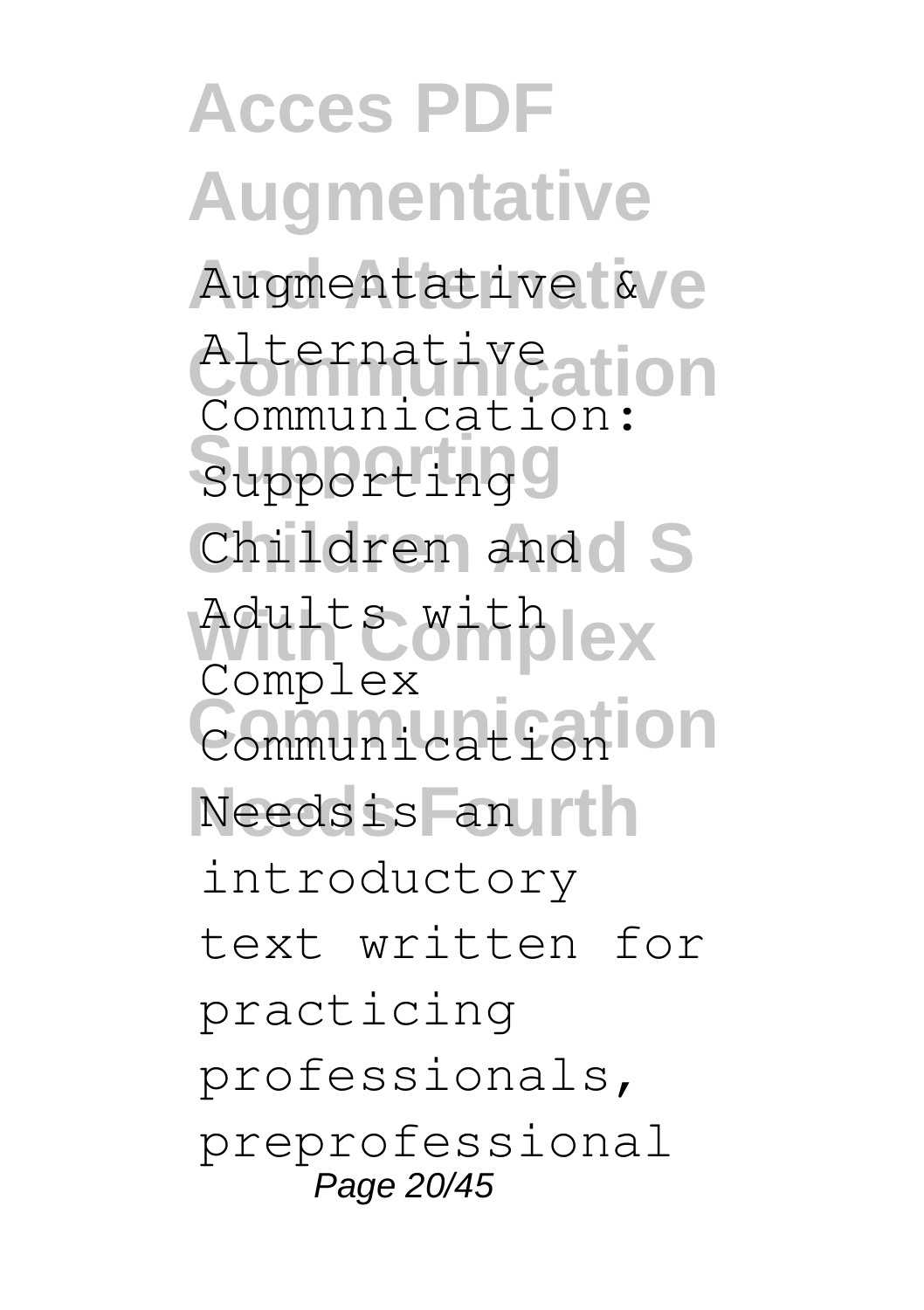Augmentative & Alternative Communication: Supporting Children and Adults with Complex Communication Needsis an introductory text written for practicing professionals, preprofessional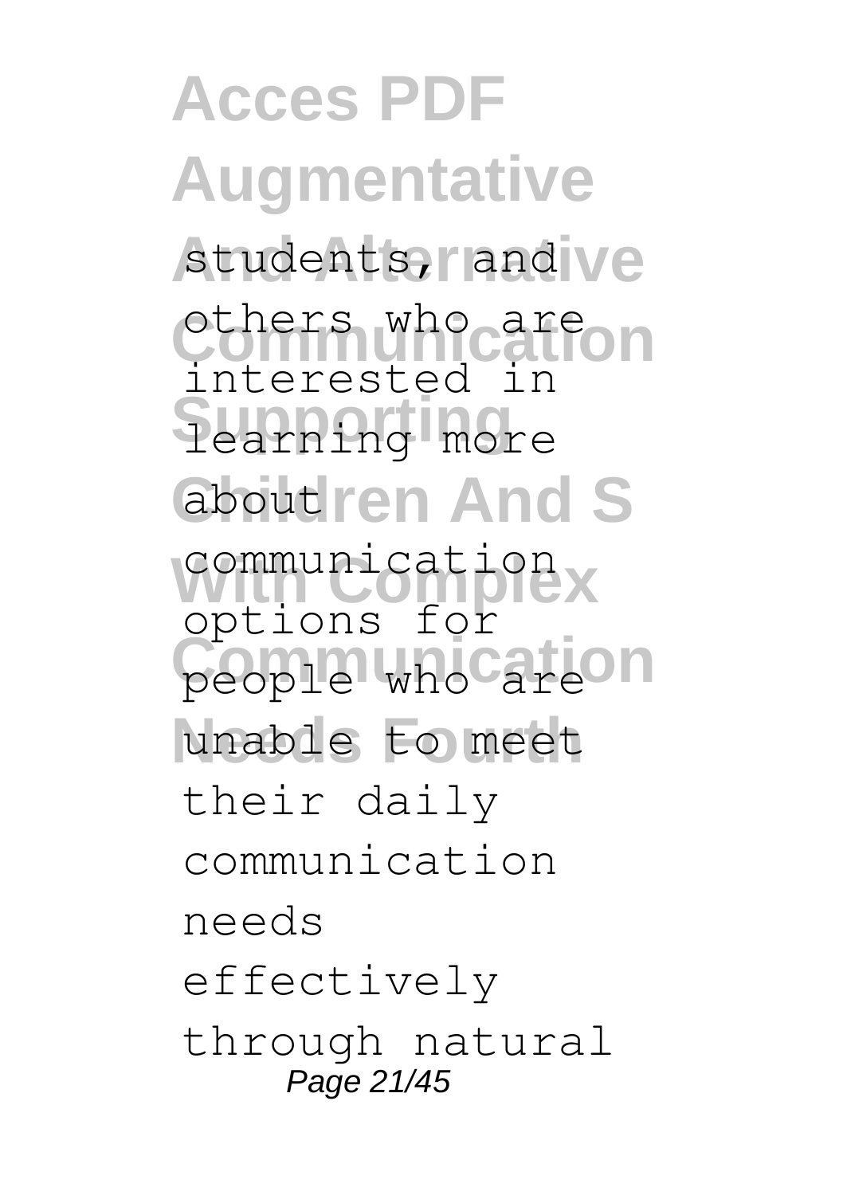students, and others who are interested in learning more about communication options for people who are unable to meet their daily communication needs effectively through natural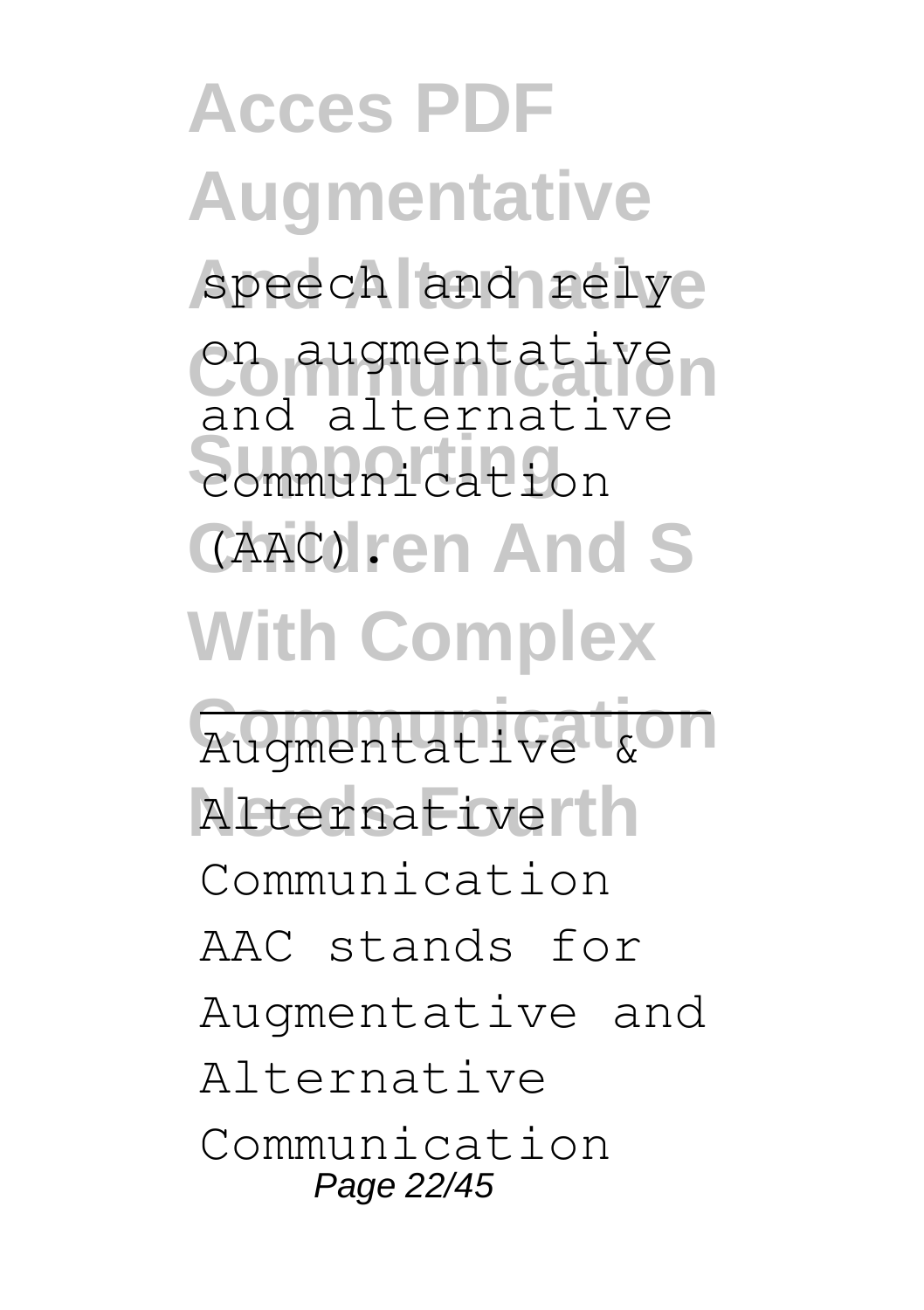speech and rely on augmentative and alternative communication (AAC).

Augmentative & Alternative Communication

AAC stands for Augmentative and Alternative Communication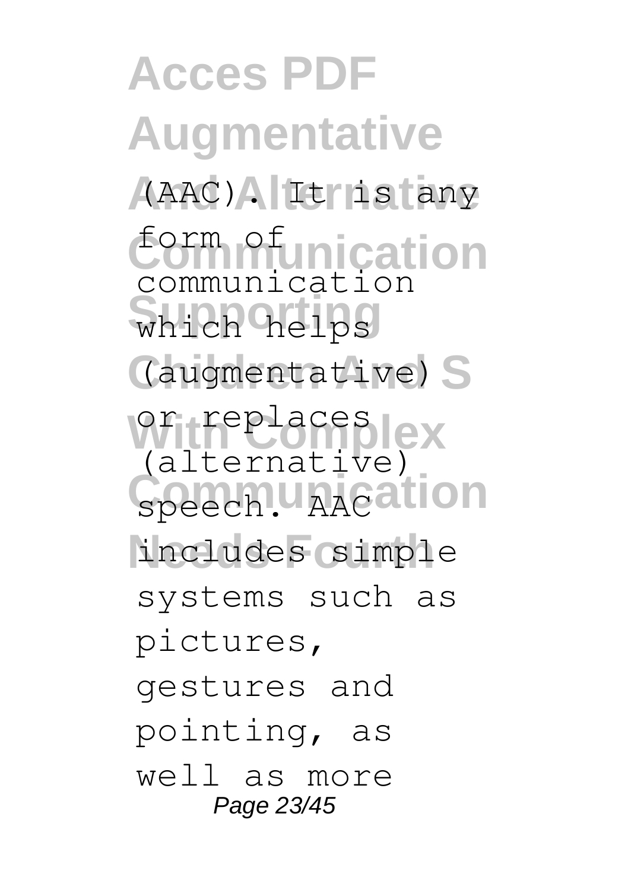(AAC). It is any form of communication which helps (augmentative) or replaces (alternative) speech. AAC includes simple systems such as pictures, gestures and pointing, as well as more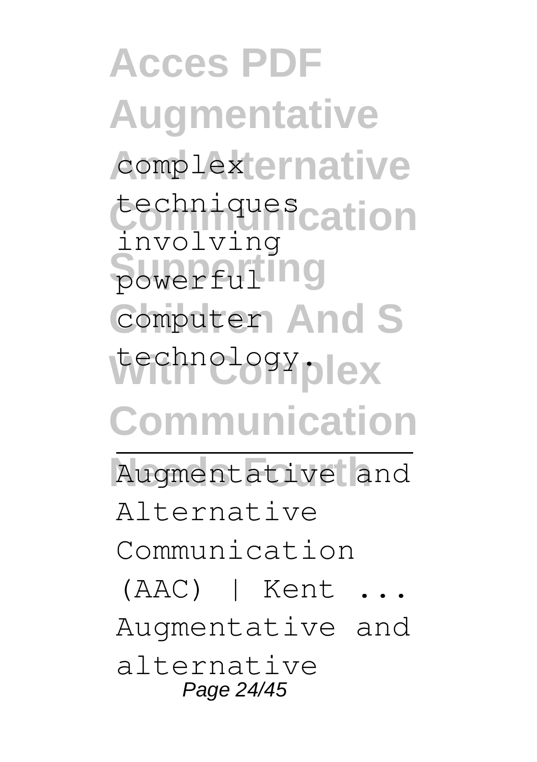complex techniques involving powerful computer technology.

---

Augmentative and Alternative Communication (AAC) | Kent ...
Augmentative and alternative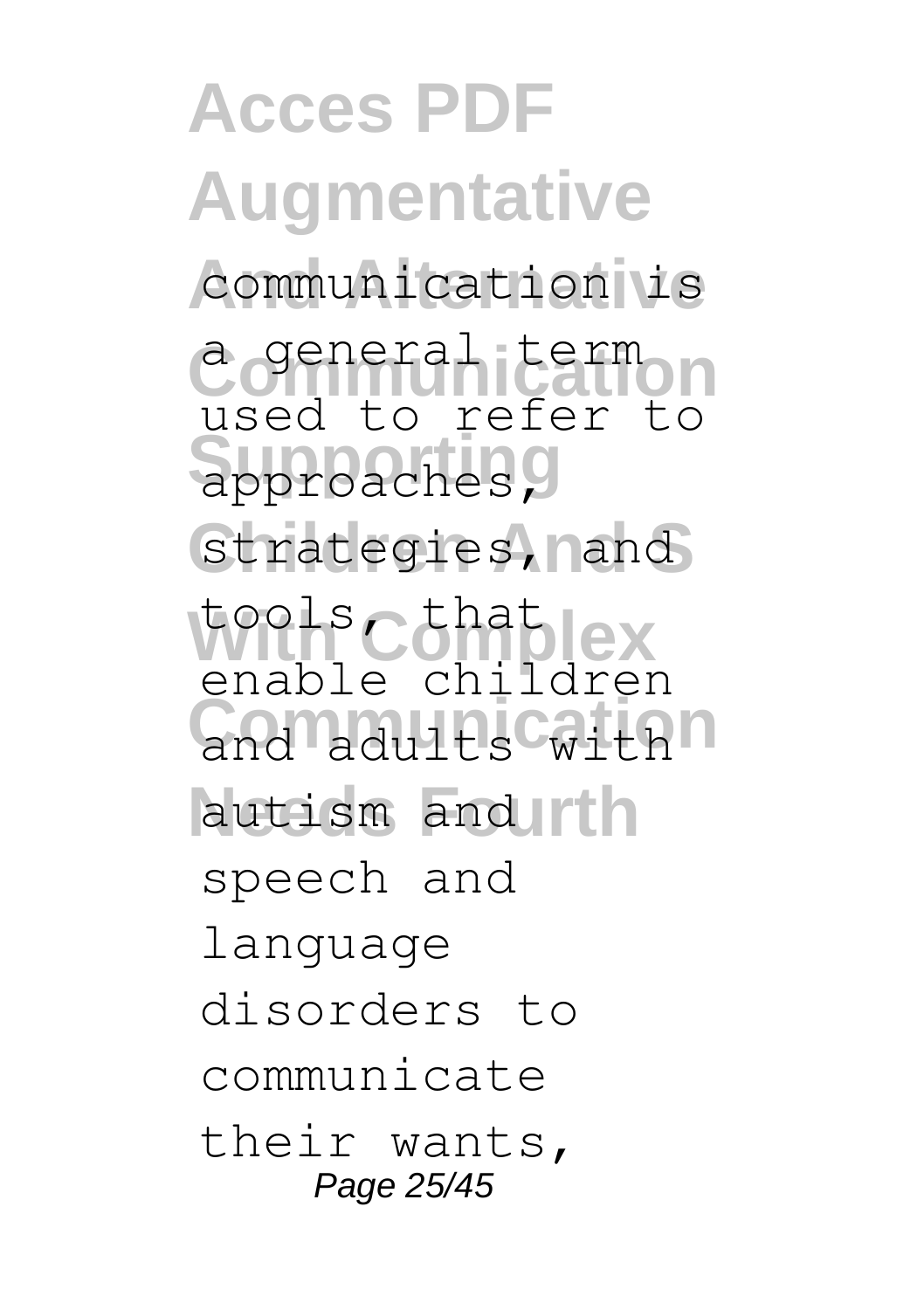communication is a general term used to refer to approaches, strategies, and tools, that enable children and adults with autism and speech and language disorders to communicate their wants,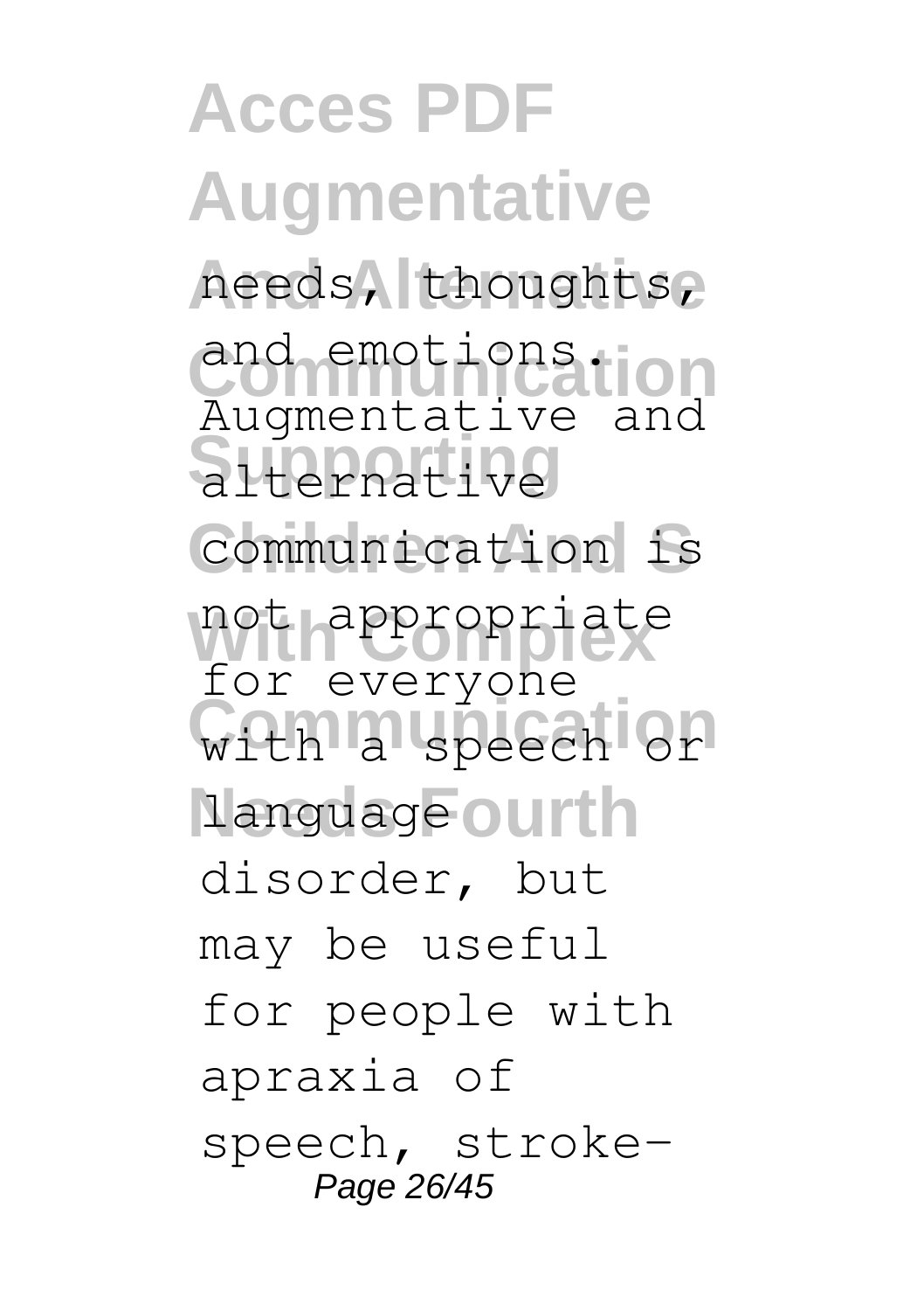needs, thoughts, and emotions. Augmentative and alternative communication is not appropriate for everyone with a speech or language disorder, but may be useful for people with apraxia of speech, stroke-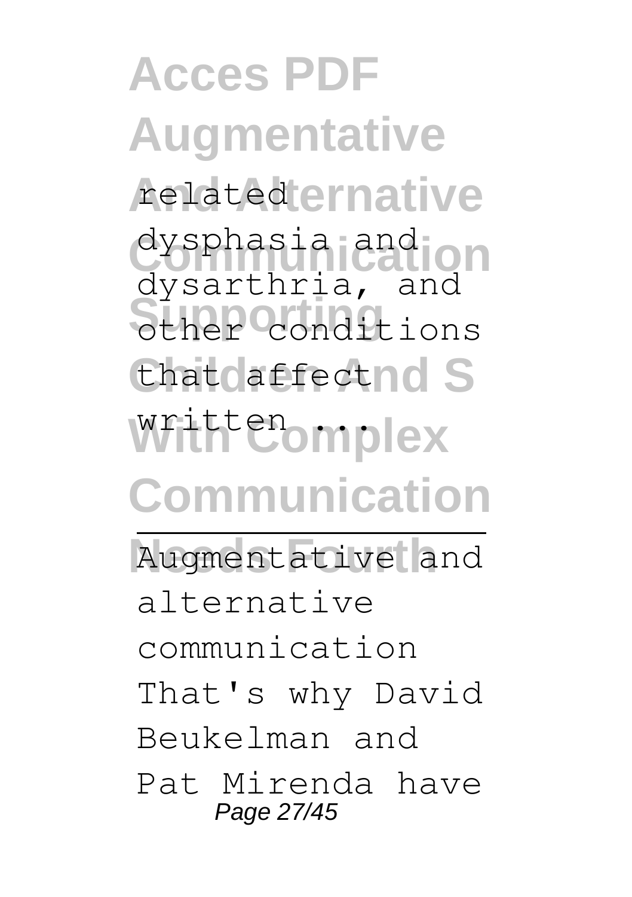related dysphasia and dysarthria, and other conditions that affect written ...

Augmentative and alternative communication That's why David Beukelman and Pat Mirenda have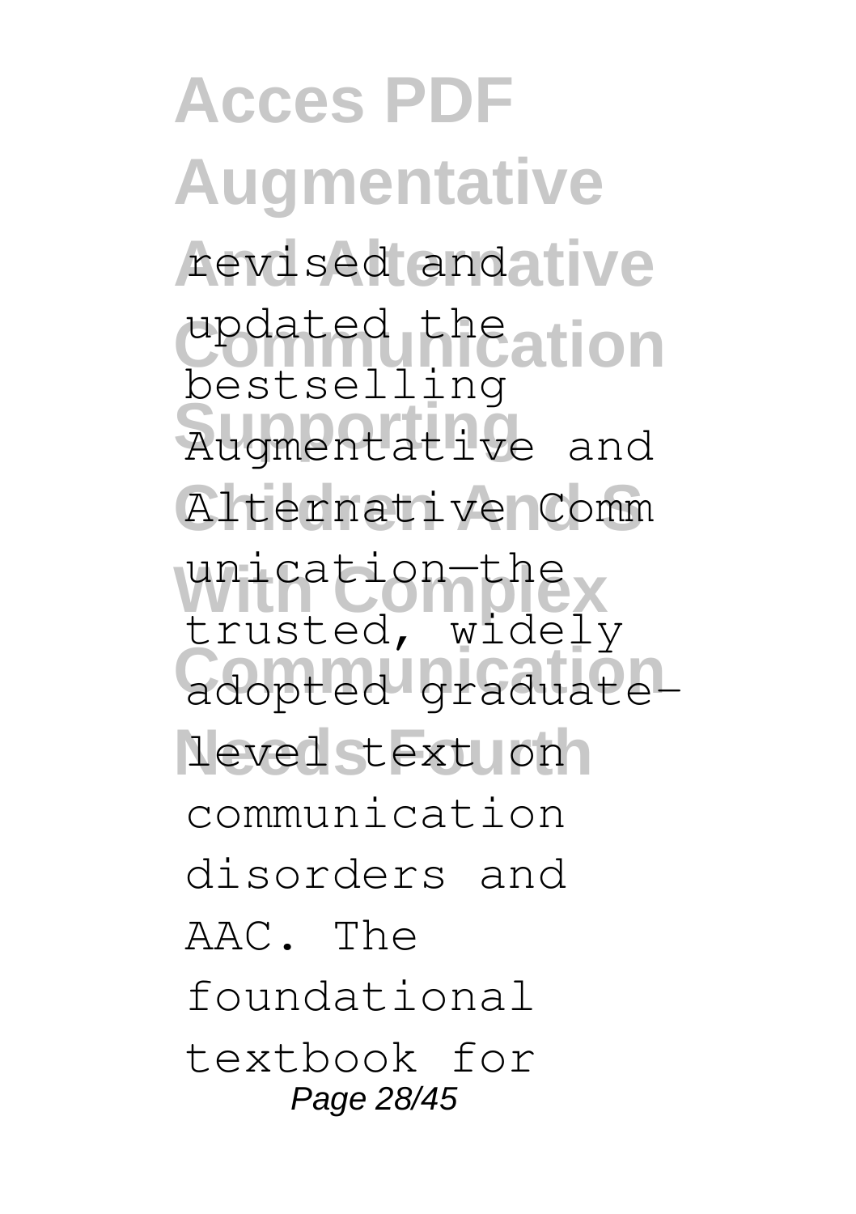revised and updated the bestselling Augmentative and Alternative Communication—the trusted, widely adopted graduate-level text on communication disorders and AAC. The foundational textbook for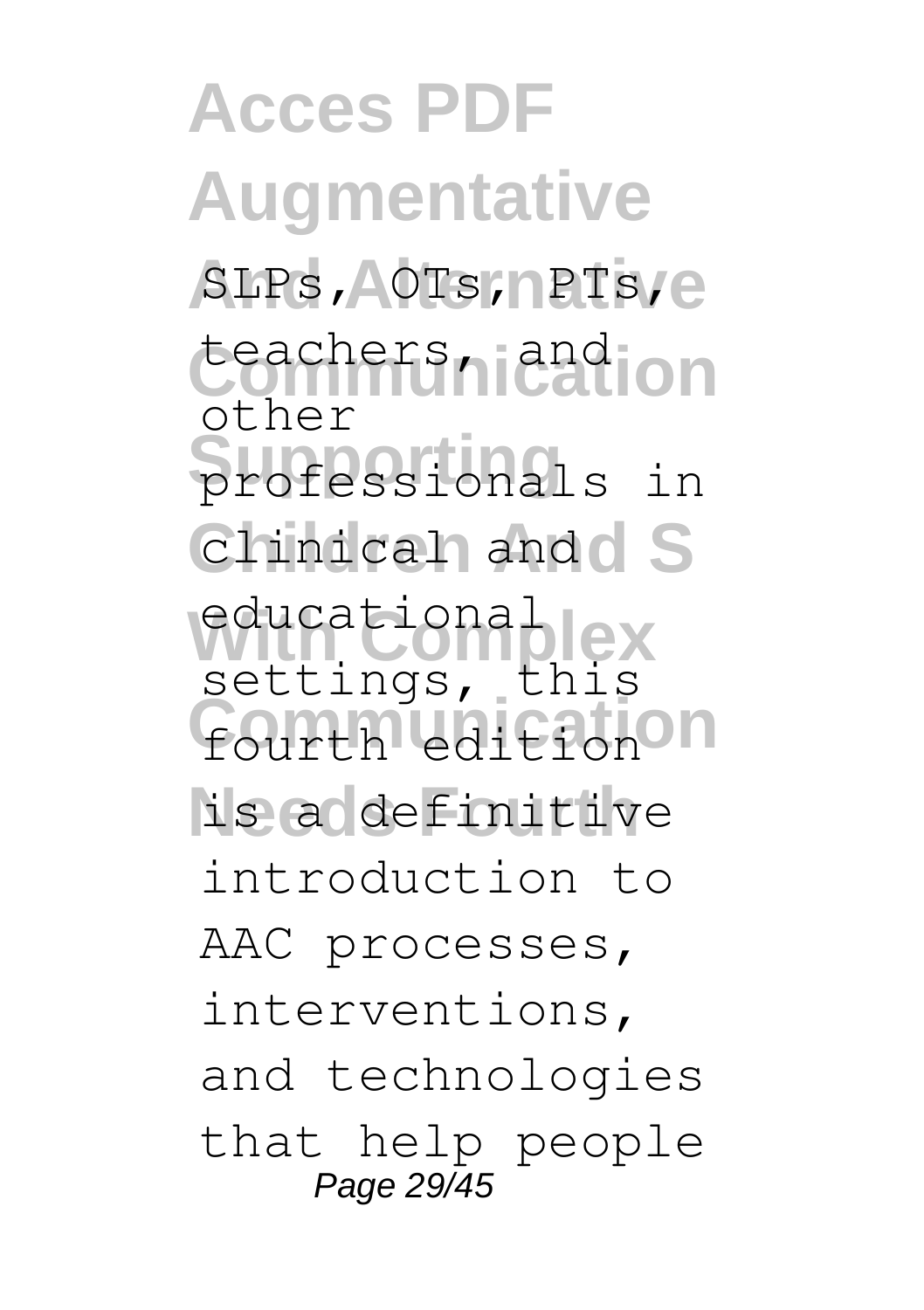SLPs, OTs, PTs, teachers, and other professionals in clinical and educational settings, this fourth edition is a definitive introduction to AAC processes, interventions, and technologies that help people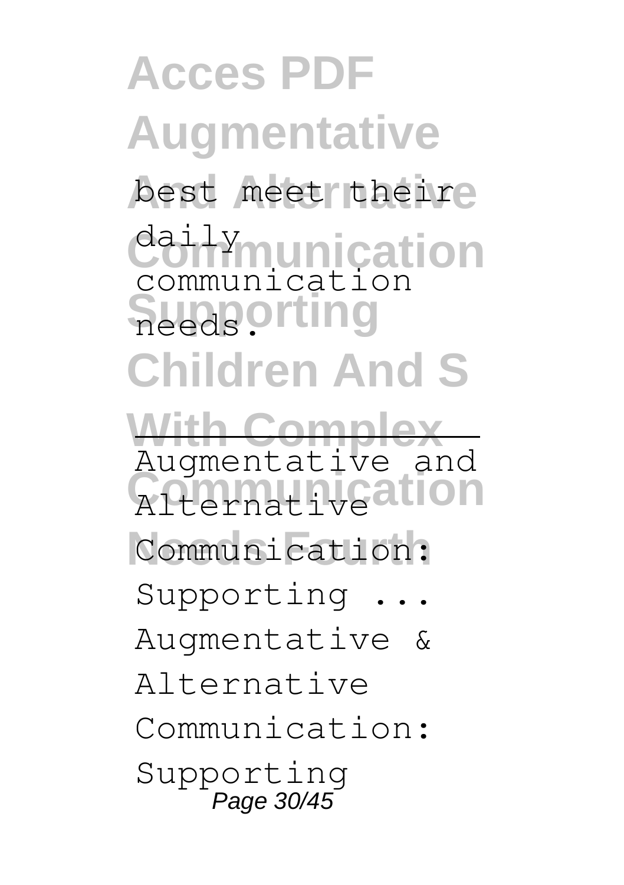best meet their daily communication needs.

---

Augmentative and Alternative Communication: Supporting ...
Augmentative & Alternative Communication: Supporting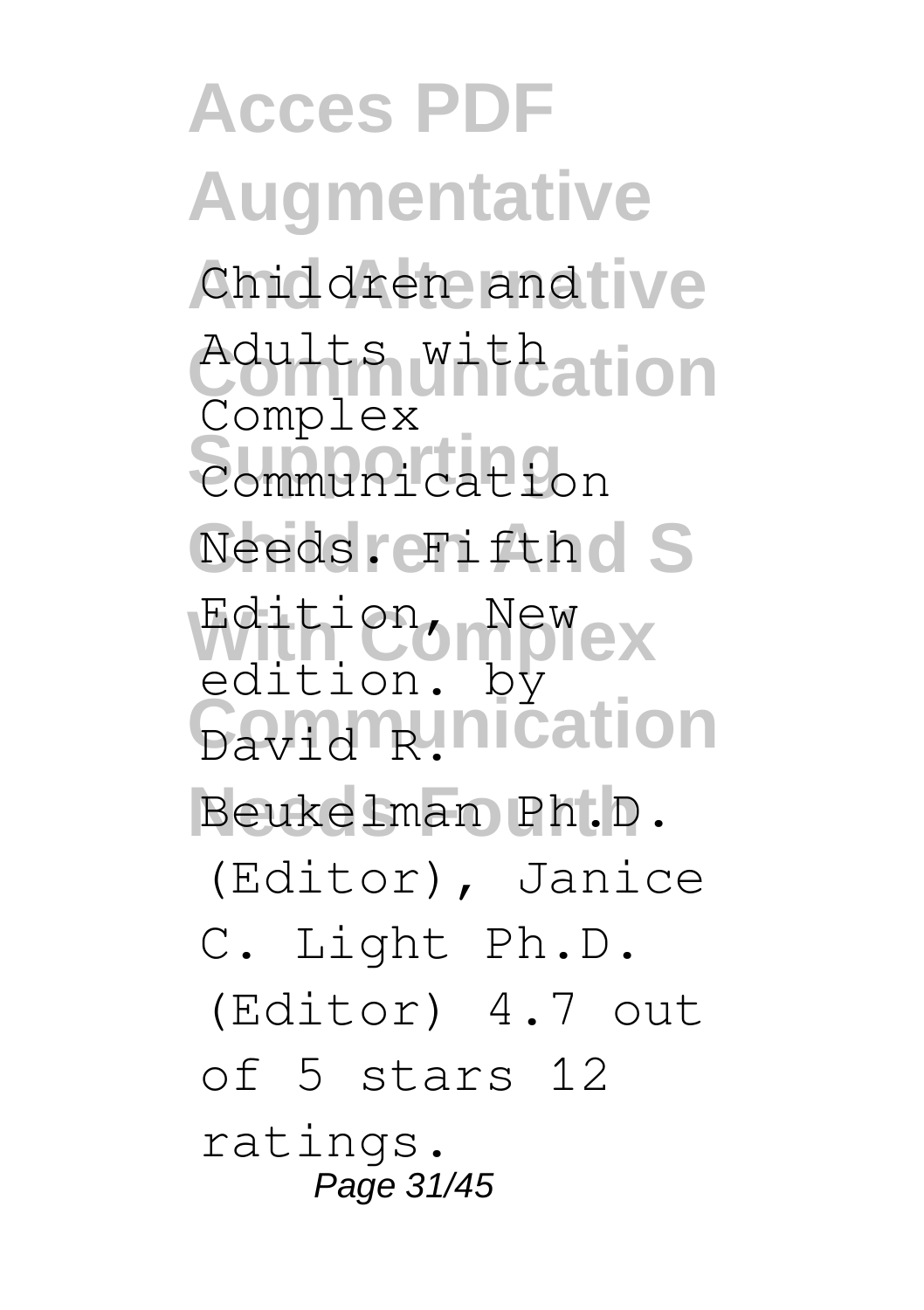Children and Adults with Complex Communication Needs. Fifth Edition, New edition. by David R. Beukelman Ph.D. (Editor), Janice C. Light Ph.D. (Editor) 4.7 out of 5 stars 12 ratings.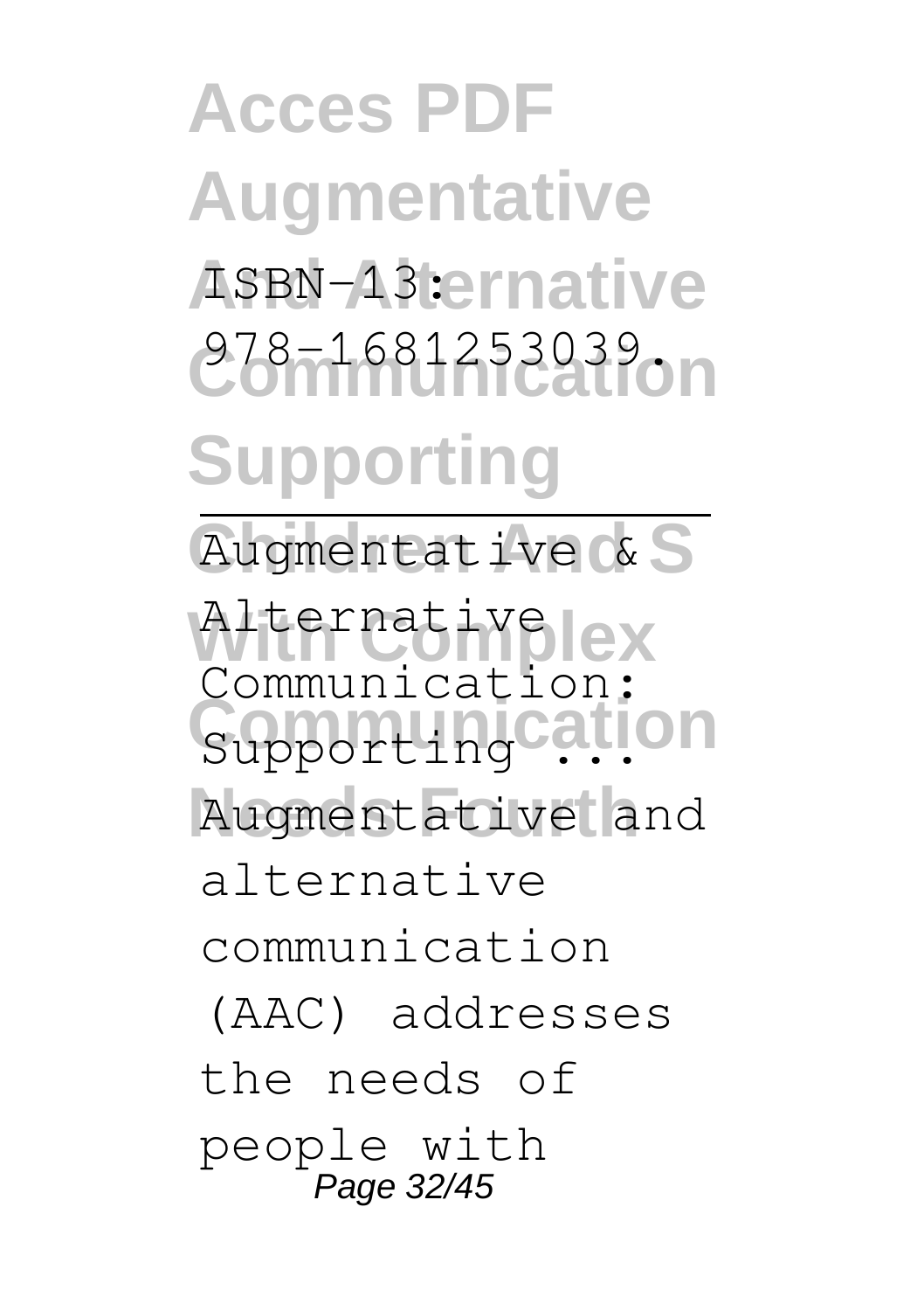ISBN-13: 978-1681253039.

---

Augmentative & Alternative Communication: Supporting ... Augmentative and alternative communication (AAC) addresses the needs of people with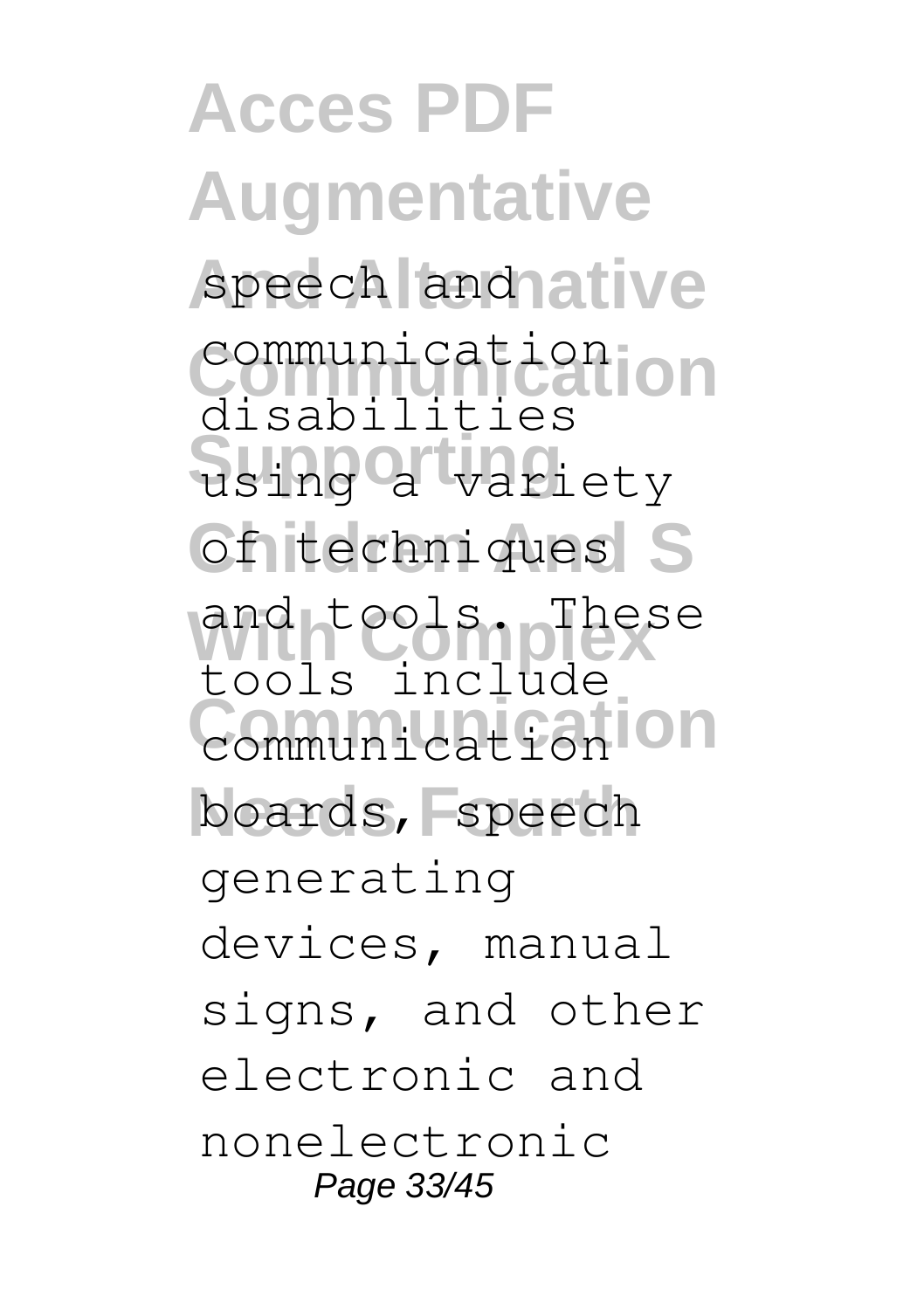speech and communication disabilities using a variety of techniques and tools. These tools include communication boards, speech generating devices, manual signs, and other electronic and nonelectronic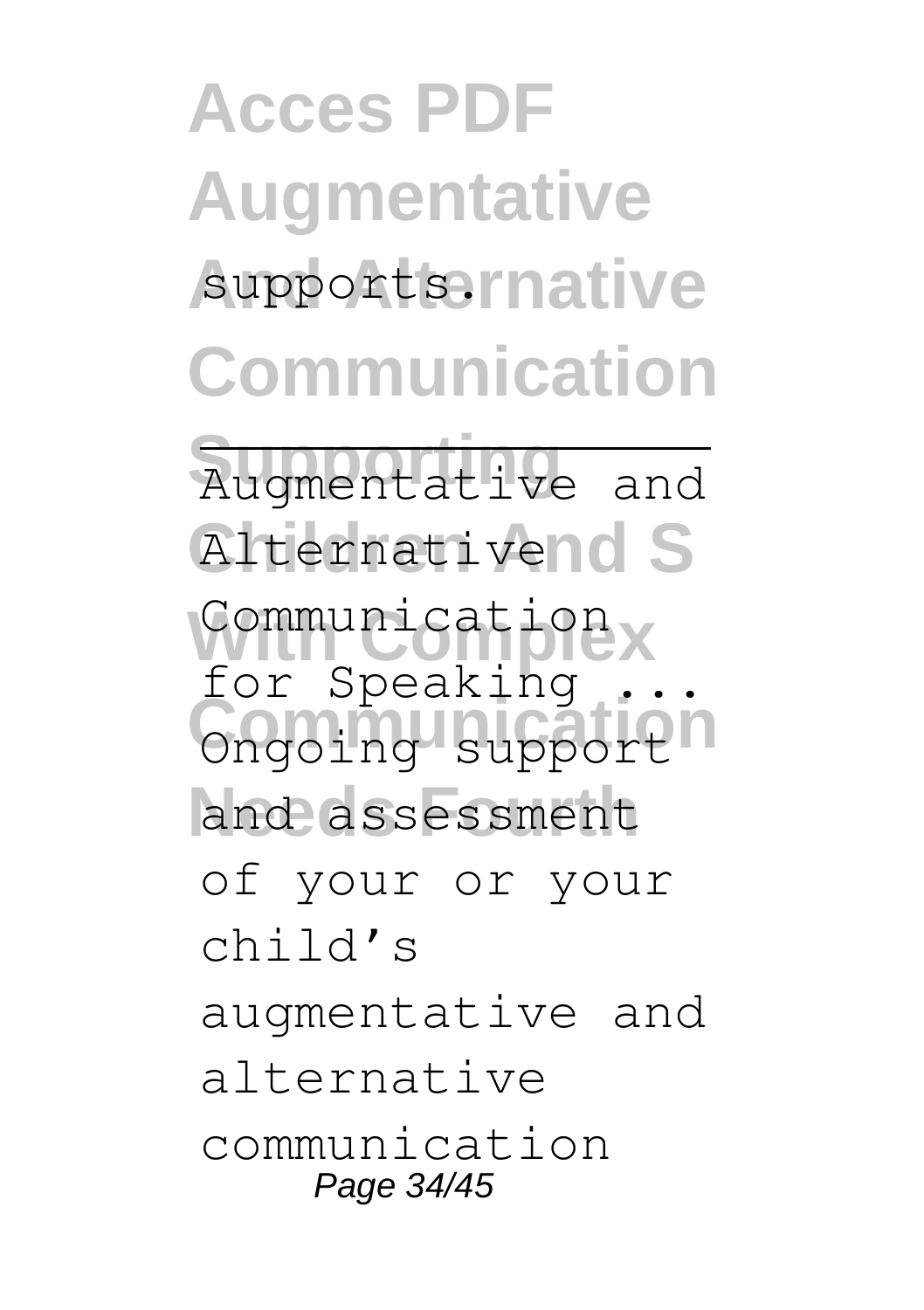supports.

---

Augmentative and Alternative Communication for Speaking ...

Ongoing support and assessment of your or your child's augmentative and alternative communication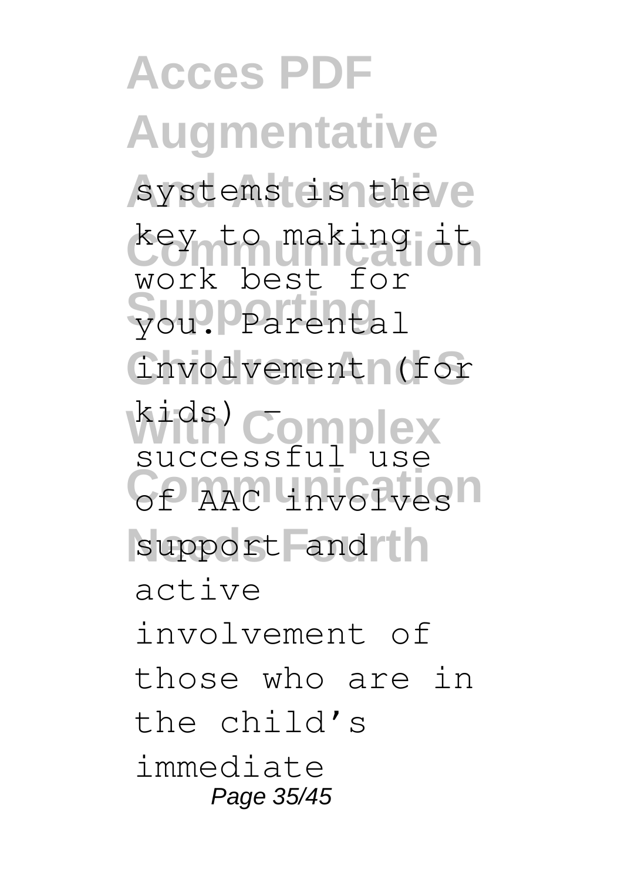systems is the key to making it work best for you. Parental involvement (for kids) – successful use of AAC involves support and active involvement of those who are in the child's immediate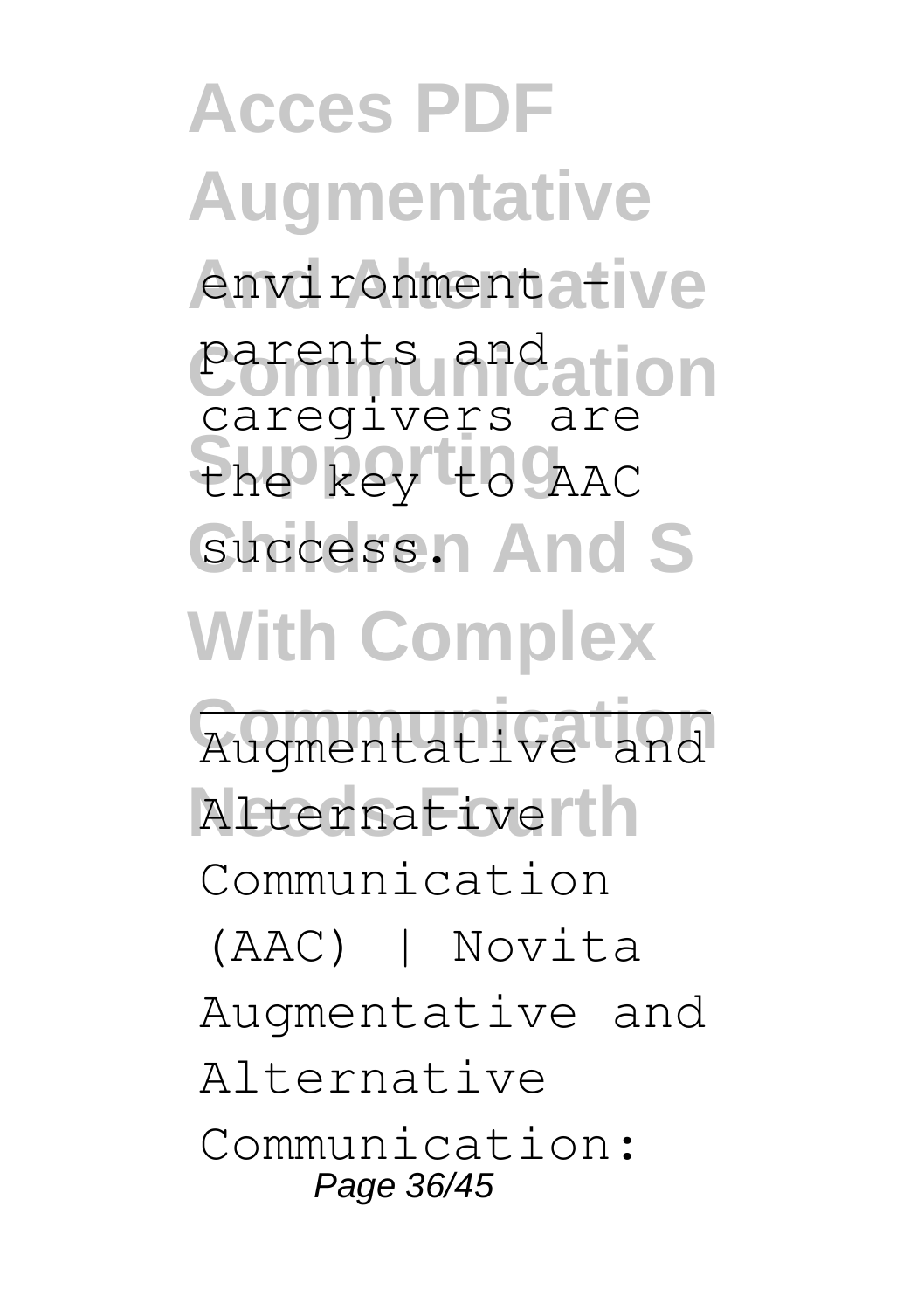environment – parents and caregivers are the key to AAC success.

Augmentative and Alternative Communication (AAC) | Novita

Augmentative and Alternative Communication: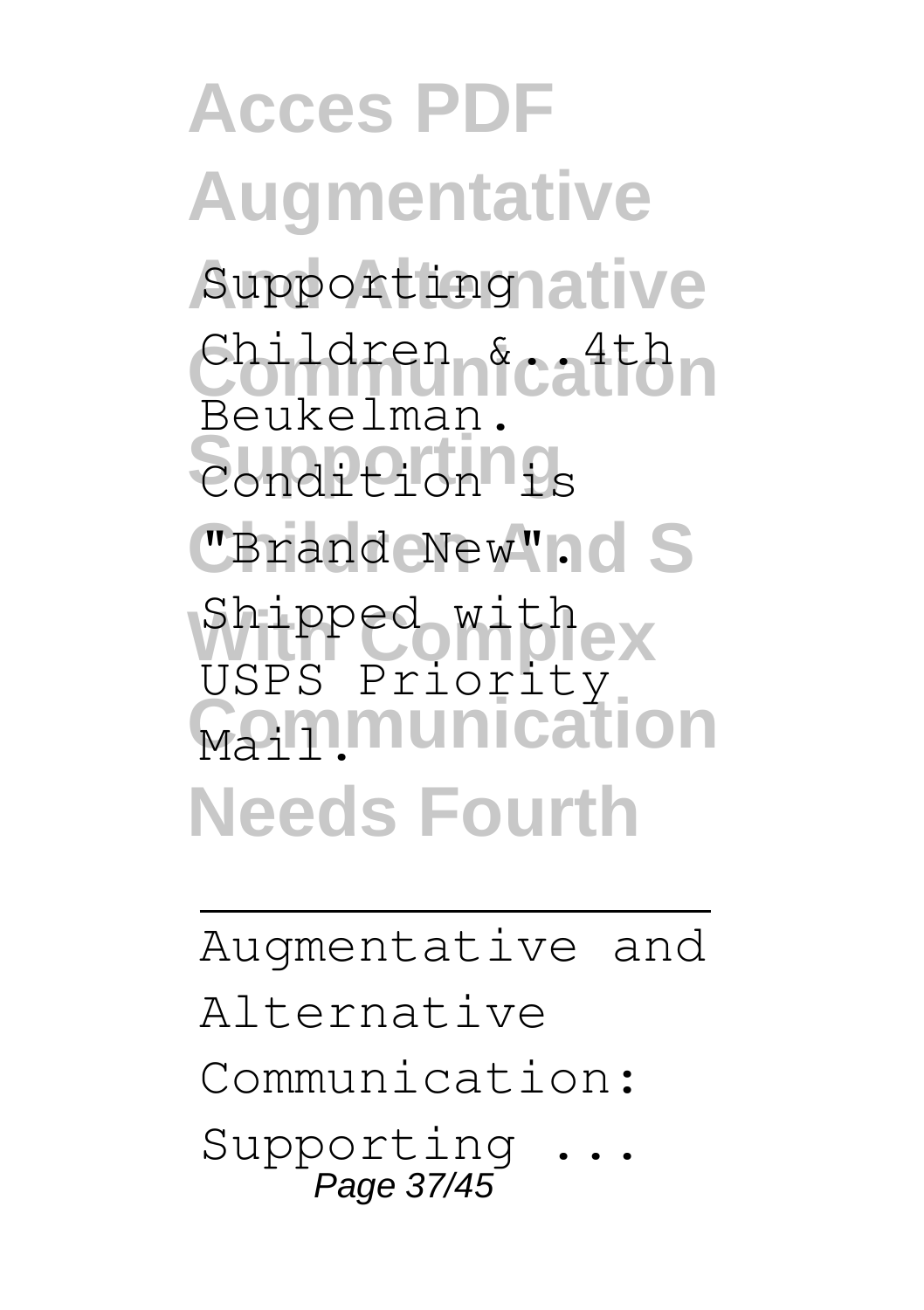Supporting Children &..4th Beukelman. Condition is "Brand New". Shipped with USPS Priority Mail.

---

Augmentative and Alternative Communication: Supporting ...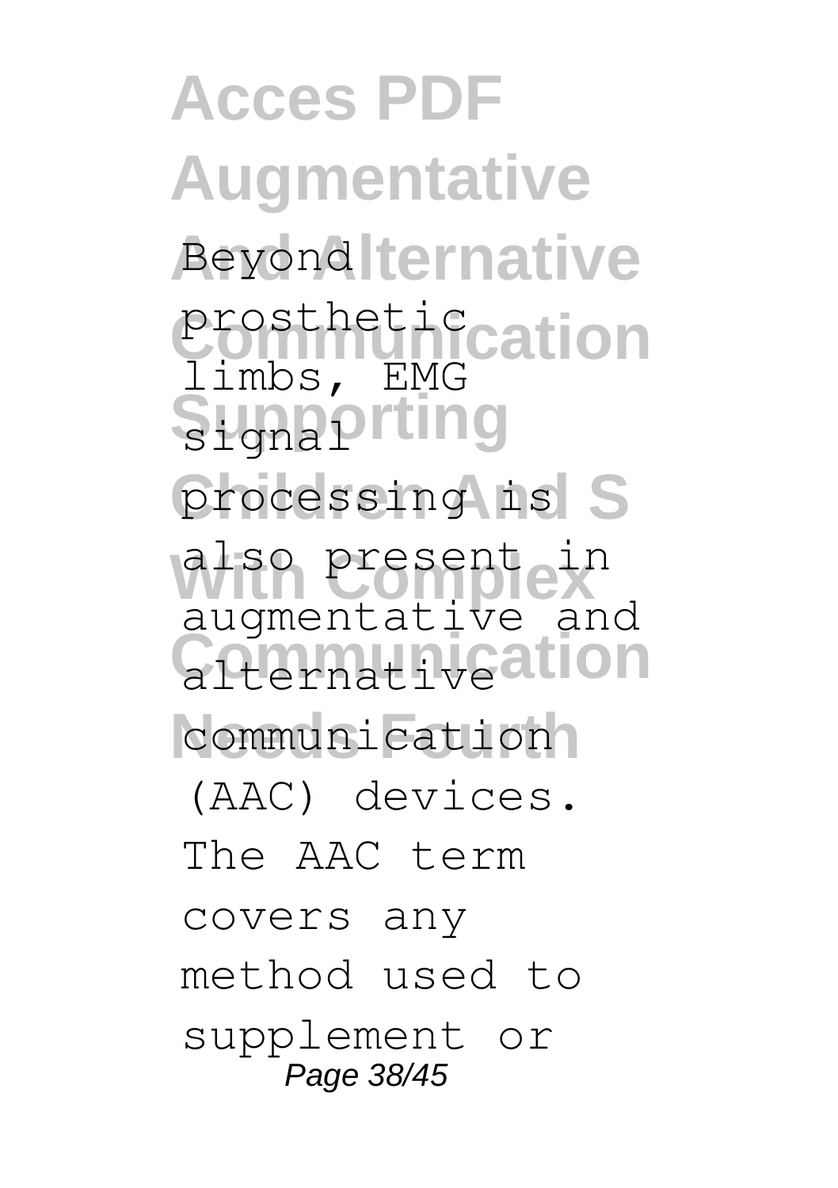Beyond prosthetic limbs, EMG signal processing is also present in augmentative and alternative communication (AAC) devices. The AAC term covers any method used to supplement or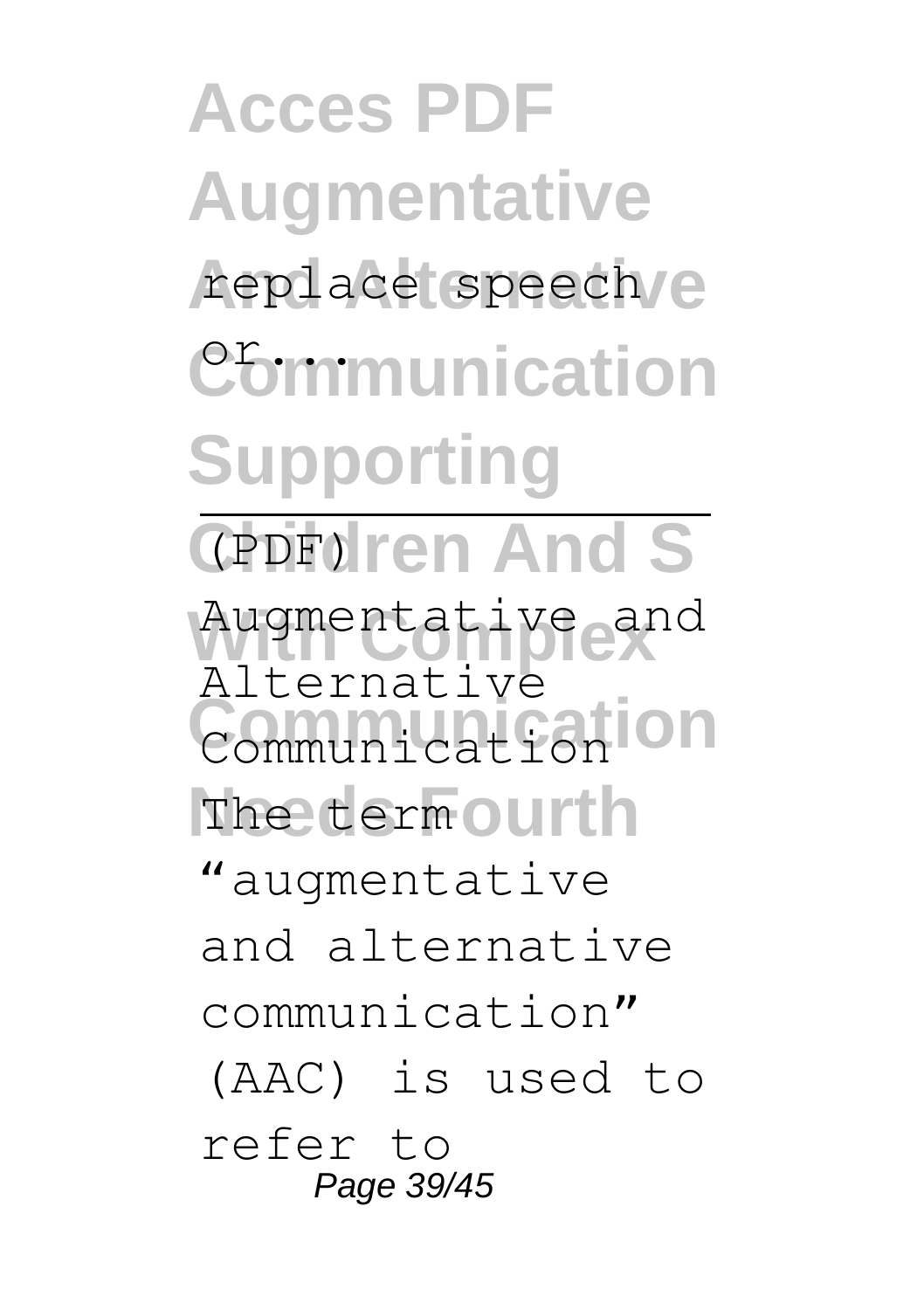replace speech or...

(PDF) Augmentative and Alternative Communication

The term "augmentative and alternative communication" (AAC) is used to refer to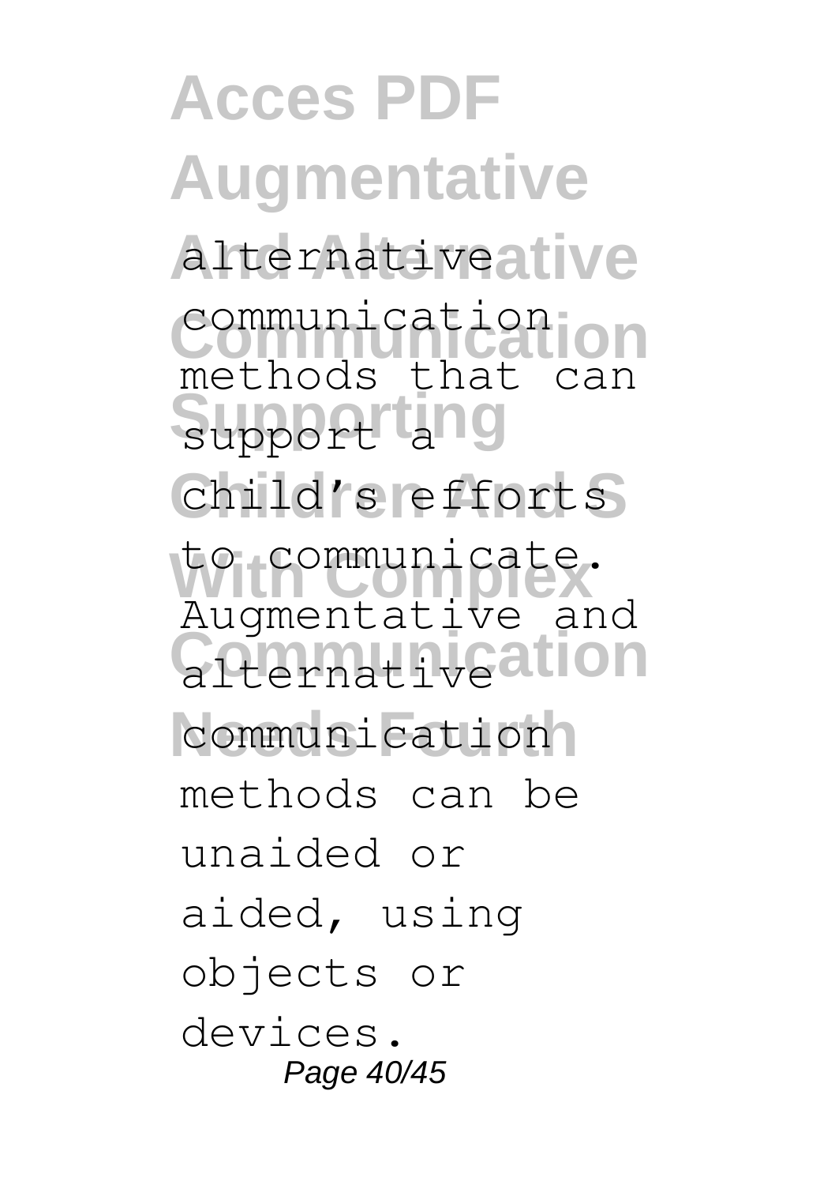alternative communication methods that can support a child's efforts to communicate. Augmentative and alternative communication methods can be unaided or aided, using objects or devices.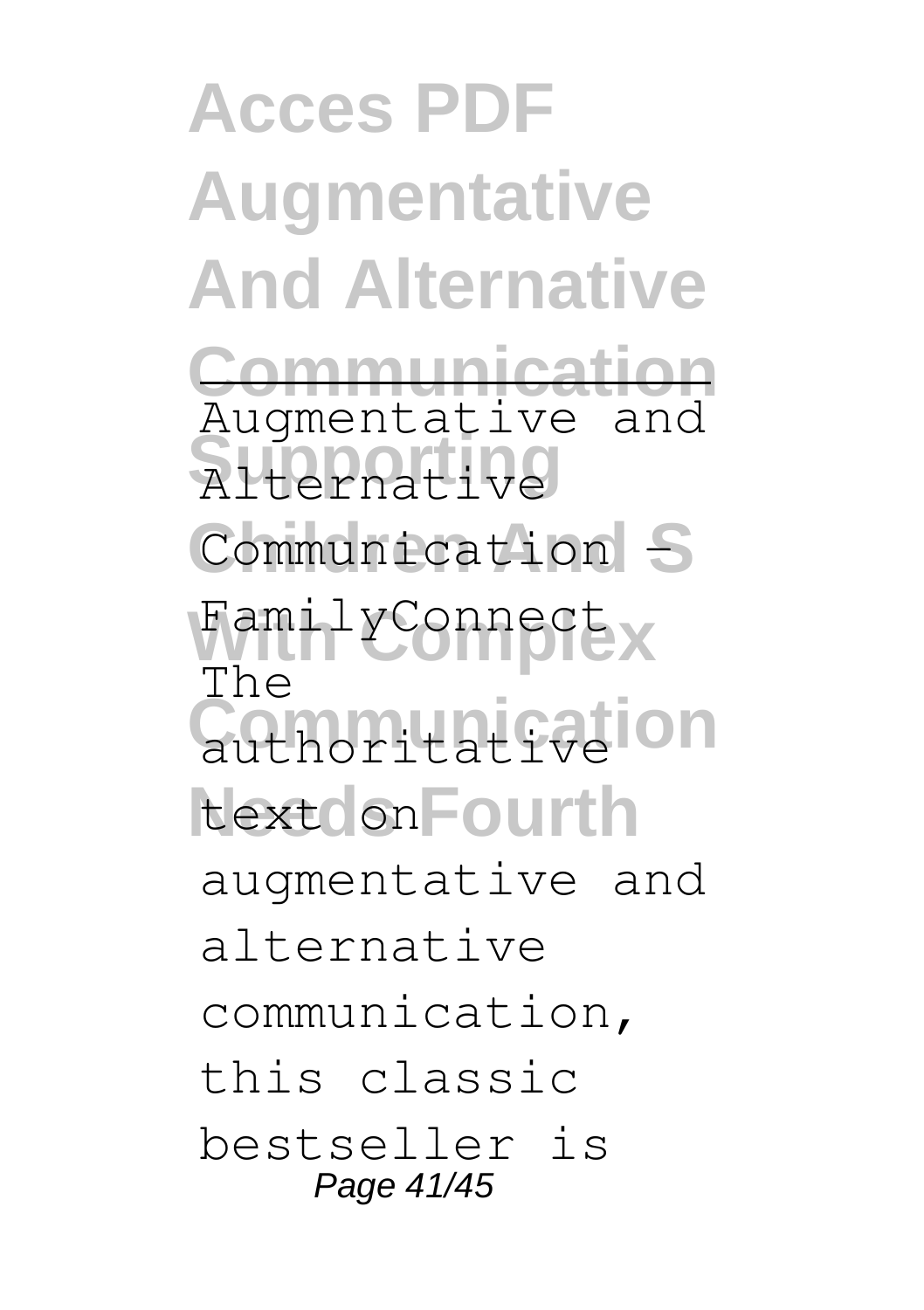Augmentative and Alternative Communication - FamilyConnect

The authoritative text on augmentative and alternative communication, this classic bestseller is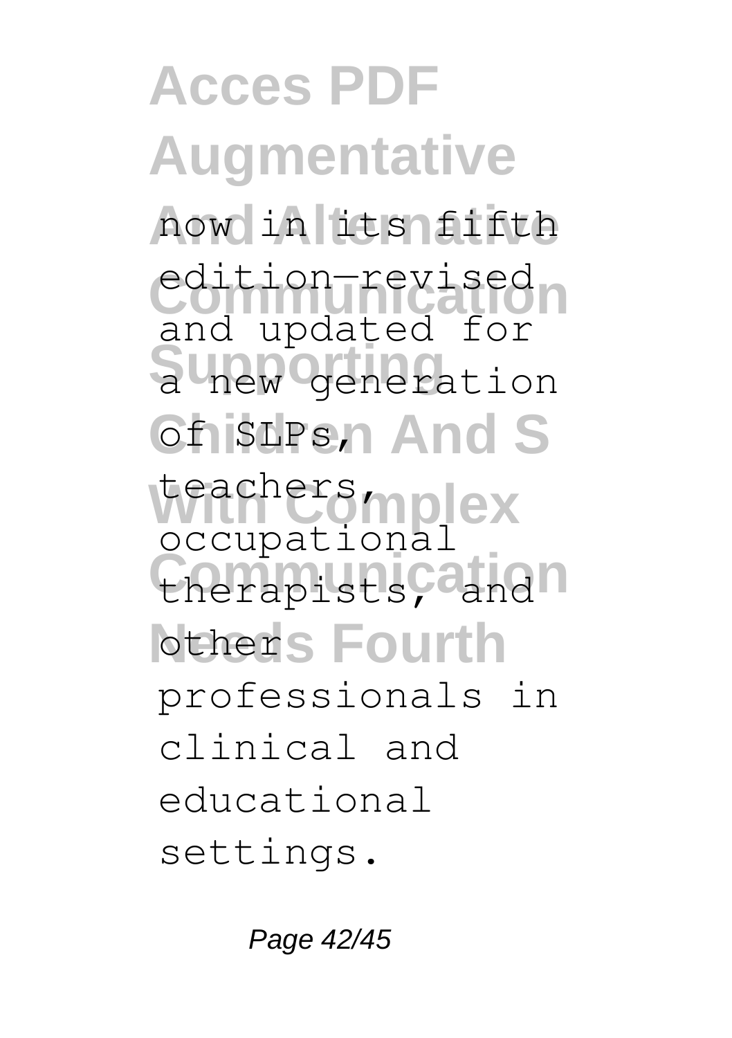now in its fifth edition—revised and updated for a new generation of SLPs, teachers, occupational therapists, and others professionals in clinical and educational settings.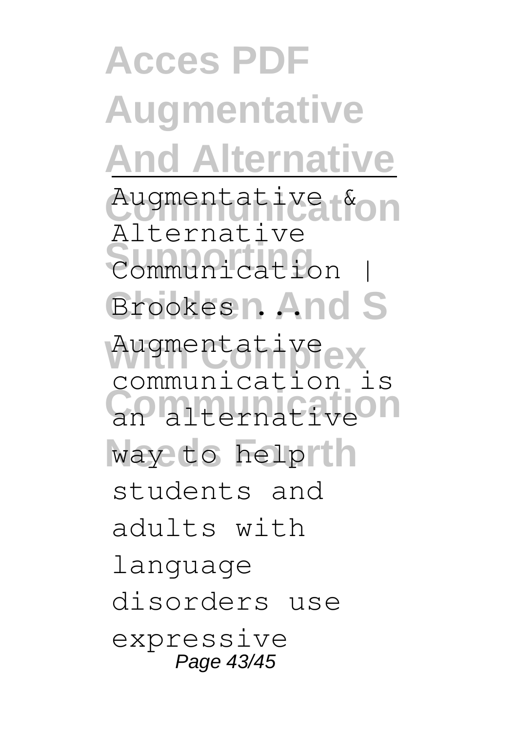Augmentative & Alternative Communication | Brookes ...

Augmentative communication is an alternative way to help students and adults with language disorders use expressive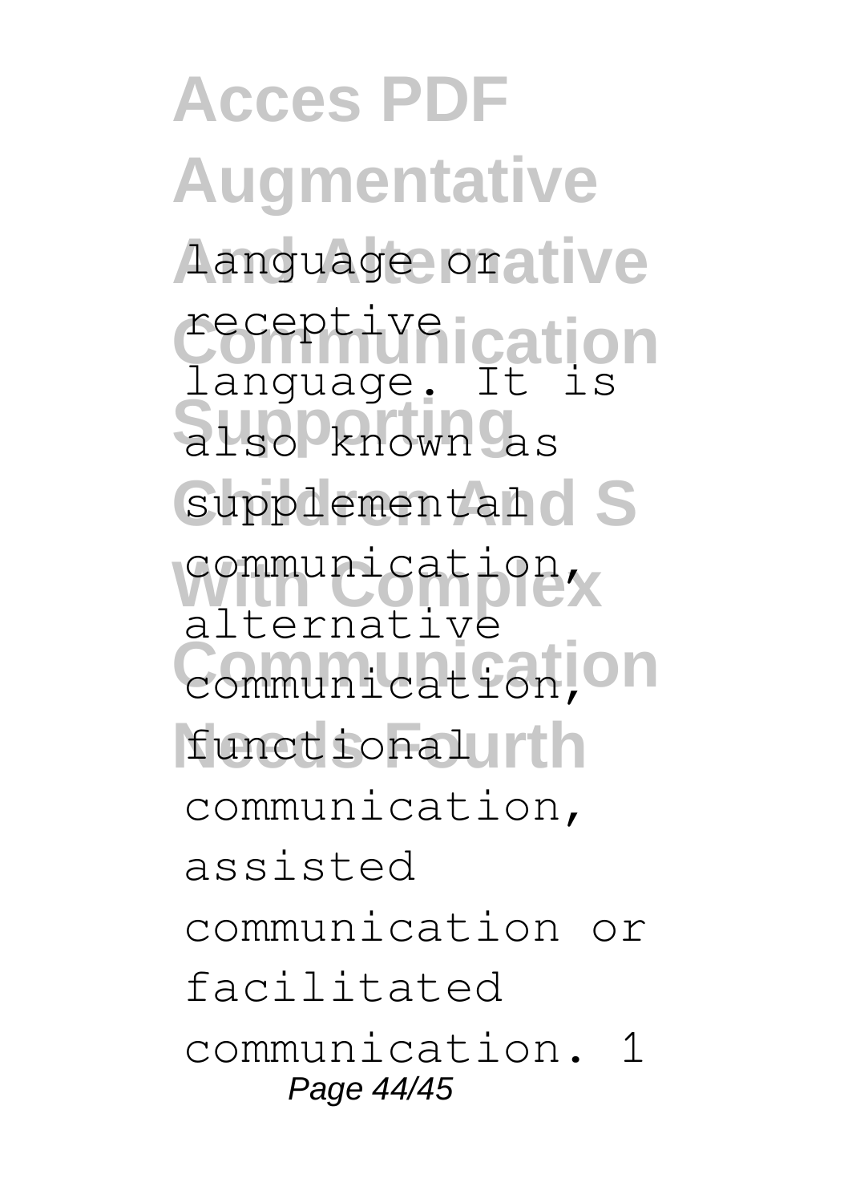language or receptive language. It is also known as supplemental communication, alternative communication, functional communication, assisted communication or facilitated communication. 1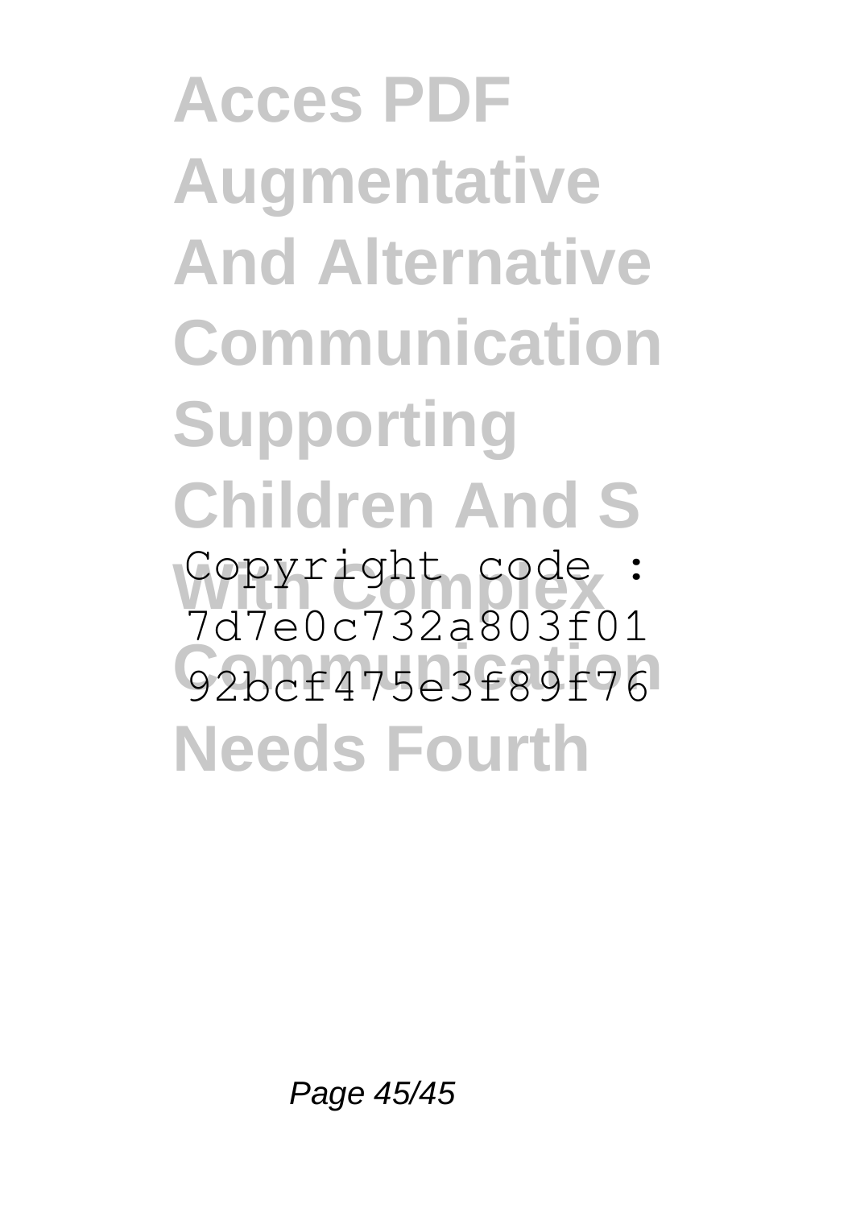Copyright code : 7d7e0c732a803f0192bcf475e3f89f76